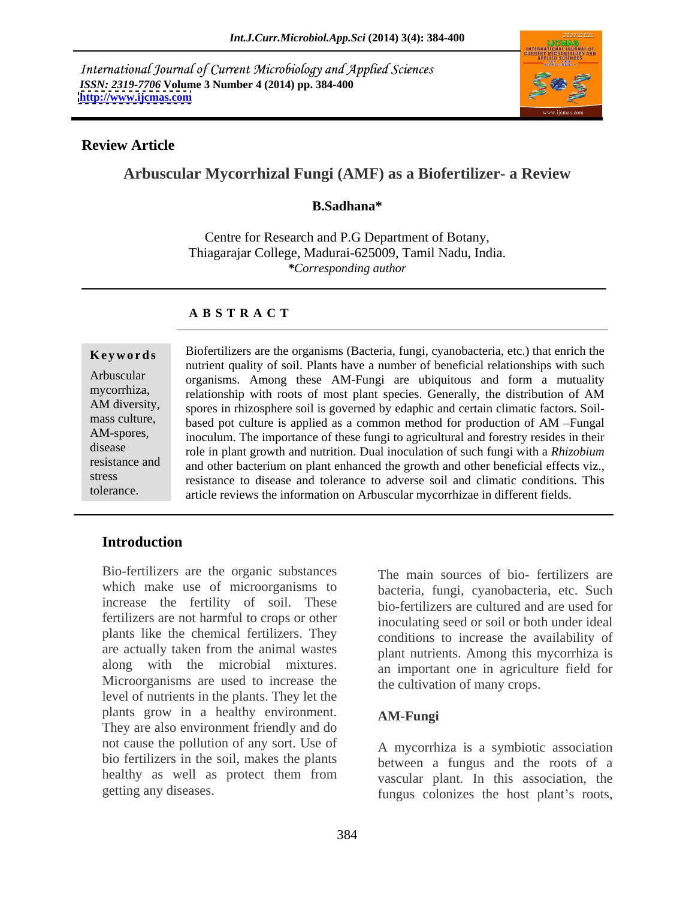International Journal of Current Microbiology and Applied Sciences
*ISSN: 2319-7706* **Volume 3 Number 4 (2014) pp. 384-400**
**http://www.ijcmas.com**

**Review Article**

# Arbuscular Mycorrhizal Fungi (AMF) as a Biofertilizer- a Review

**B.Sadhana***

Centre for Research and P.G Department of Botany,
Thiagarajar College, Madurai-625009, Tamil Nadu, India.
*\*Corresponding author*

**A B S T R A C T**

**Keywords**

Arbuscular mycorrhiza, AM diversity, mass culture, AM-spores, disease resistance and stress tolerance.

Biofertilizers are the organisms (Bacteria, fungi, cyanobacteria, etc.) that enrich the nutrient quality of soil. Plants have a number of beneficial relationships with such organisms. Among these AM-Fungi are ubiquitous and form a mutuality relationship with roots of most plant species. Generally, the distribution of AM spores in rhizosphere soil is governed by edaphic and certain climatic factors. Soil-based pot culture is applied as a common method for production of AM –Fungal inoculum. The importance of these fungi to agricultural and forestry resides in their role in plant growth and nutrition. Dual inoculation of such fungi with a *Rhizobium* and other bacterium on plant enhanced the growth and other beneficial effects viz., resistance to disease and tolerance to adverse soil and climatic conditions. This article reviews the information on Arbuscular mycorrhizae in different fields.

## Introduction

Bio-fertilizers are the organic substances which make use of microorganisms to increase the fertility of soil. These fertilizers are not harmful to crops or other plants like the chemical fertilizers. They are actually taken from the animal wastes along with the microbial mixtures. Microorganisms are used to increase the level of nutrients in the plants. They let the plants grow in a healthy environment. They are also environment friendly and do not cause the pollution of any sort. Use of bio fertilizers in the soil, makes the plants healthy as well as protect them from getting any diseases.

The main sources of bio- fertilizers are bacteria, fungi, cyanobacteria, etc. Such bio-fertilizers are cultured and are used for inoculating seed or soil or both under ideal conditions to increase the availability of plant nutrients. Among this mycorrhiza is an important one in agriculture field for the cultivation of many crops.

## AM-Fungi

A mycorrhiza is a symbiotic association between a fungus and the roots of a vascular plant. In this association, the fungus colonizes the host plant's roots,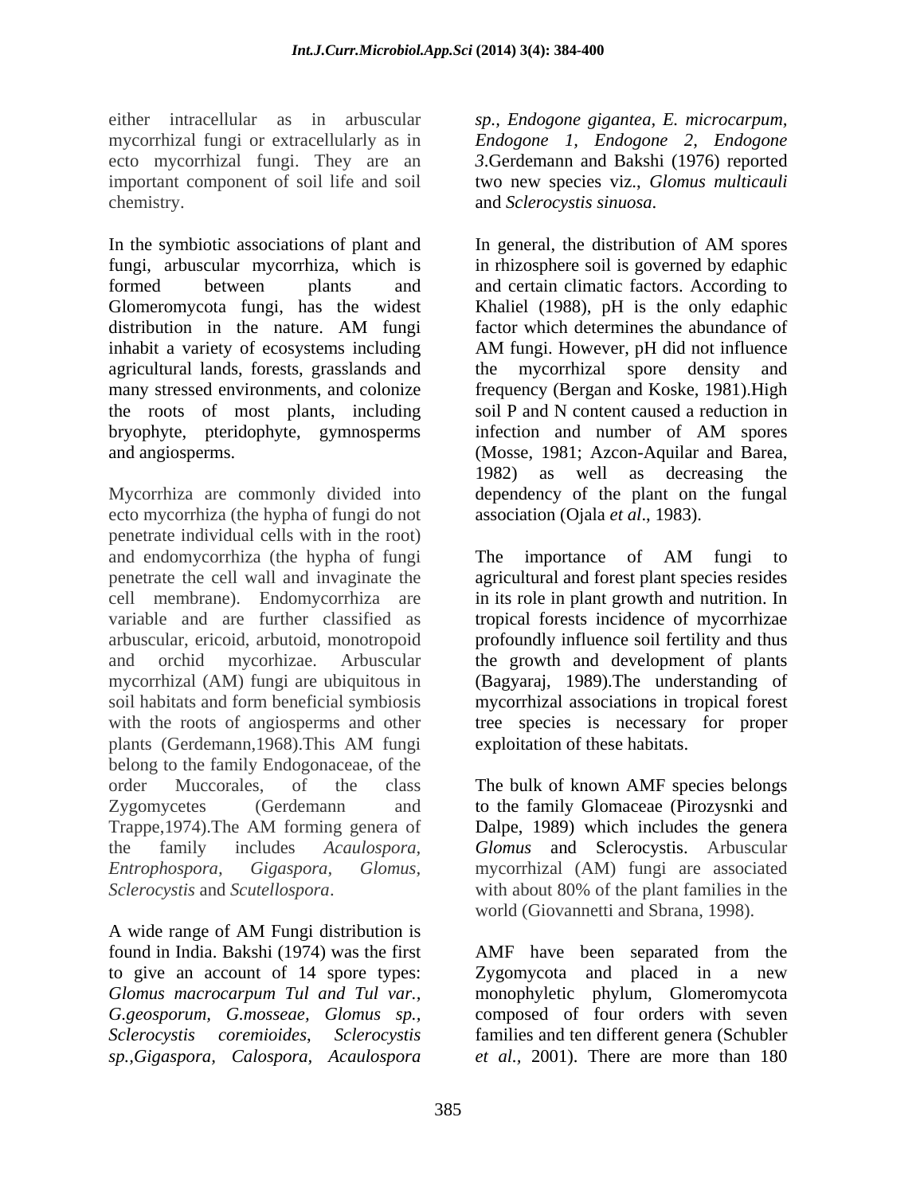either intracellular as in arbuscular mycorrhizal fungi or extracellularly as in ecto mycorrhizal fungi. They are an important component of soil life and soil chemistry.

In the symbiotic associations of plant and fungi, arbuscular mycorrhiza, which is formed between plants and Glomeromycota fungi, has the widest distribution in the nature. AM fungi inhabit a variety of ecosystems including agricultural lands, forests, grasslands and many stressed environments, and colonize the roots of most plants, including bryophyte, pteridophyte, gymnosperms and angiosperms.

Mycorrhiza are commonly divided into ecto mycorrhiza (the hypha of fungi do not penetrate individual cells with in the root) and endomycorrhiza (the hypha of fungi penetrate the cell wall and invaginate the cell membrane). Endomycorrhiza are variable and are further classified as arbuscular, ericoid, arbutoid, monotropoid and orchid mycorhizae. Arbuscular mycorrhizal (AM) fungi are ubiquitous in soil habitats and form beneficial symbiosis with the roots of angiosperms and other plants (Gerdemann,1968).This AM fungi belong to the family Endogonaceae, of the order Muccorales, of the class Zygomycetes (Gerdemann and Trappe,1974).The AM forming genera of the family includes *Acaulospora, Entrophospora, Gigaspora, Glomus, Sclerocystis* and *Scutellospora*.

A wide range of AM Fungi distribution is found in India. Bakshi (1974) was the first to give an account of 14 spore types: *Glomus macrocarpum Tul and Tul var., G.geosporum, G.mosseae, Glomus sp., Sclerocystis coremioides, Sclerocystis sp.,Gigaspora, Calospora, Acaulospora sp., Endogone gigantea, E. microcarpum, Endogone 1, Endogone 2, Endogone 3*.Gerdemann and Bakshi (1976) reported two new species viz., *Glomus multicauli* and *Sclerocystis sinuosa*.

In general, the distribution of AM spores in rhizosphere soil is governed by edaphic and certain climatic factors. According to Khaliel (1988), pH is the only edaphic factor which determines the abundance of AM fungi. However, pH did not influence the mycorrhizal spore density and frequency (Bergan and Koske, 1981).High soil P and N content caused a reduction in infection and number of AM spores (Mosse, 1981; Azcon-Aquilar and Barea, 1982) as well as decreasing the dependency of the plant on the fungal association (Ojala *et al*., 1983).

The importance of AM fungi to agricultural and forest plant species resides in its role in plant growth and nutrition. In tropical forests incidence of mycorrhizae profoundly influence soil fertility and thus the growth and development of plants (Bagyaraj, 1989).The understanding of mycorrhizal associations in tropical forest tree species is necessary for proper exploitation of these habitats.

The bulk of known AMF species belongs to the family Glomaceae (Pirozysnki and Dalpe, 1989) which includes the genera *Glomus* and Sclerocystis. Arbuscular mycorrhizal (AM) fungi are associated with about 80% of the plant families in the world (Giovannetti and Sbrana, 1998).

AMF have been separated from the Zygomycota and placed in a new monophyletic phylum, Glomeromycota composed of four orders with seven families and ten different genera (Schubler *et al.,* 2001). There are more than 180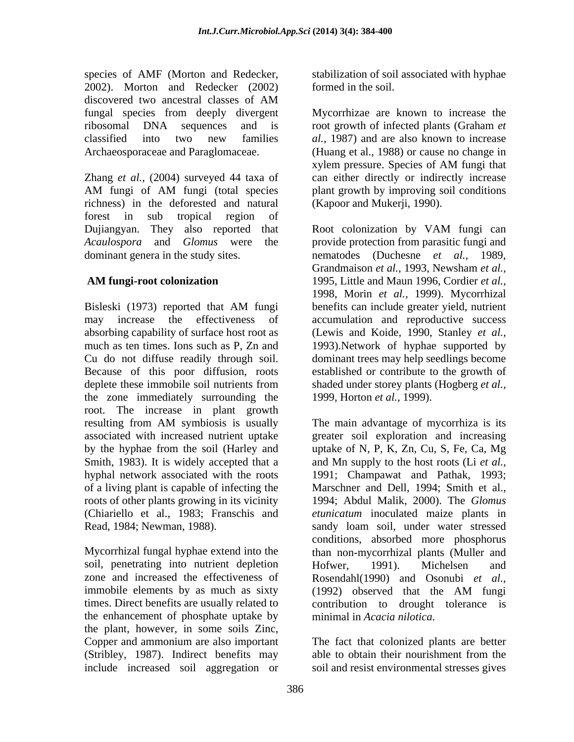species of AMF (Morton and Redecker, 2002). Morton and Redecker (2002) discovered two ancestral classes of AM fungal species from deeply divergent ribosomal DNA sequences and is classified into two new families Archaeosporaceae and Paraglomaceae.

Zhang *et al.,* (2004) surveyed 44 taxa of AM fungi of AM fungi (total species richness) in the deforested and natural forest in sub tropical region of Dujiangyan. They also reported that *Acaulospora* and *Glomus* were the dominant genera in the study sites.

## AM fungi-root colonization

Bisleski (1973) reported that AM fungi may increase the effectiveness of absorbing capability of surface host root as much as ten times. Ions such as P, Zn and Cu do not diffuse readily through soil. Because of this poor diffusion, roots deplete these immobile soil nutrients from the zone immediately surrounding the root. The increase in plant growth resulting from AM symbiosis is usually associated with increased nutrient uptake by the hyphae from the soil (Harley and Smith, 1983). It is widely accepted that a hyphal network associated with the roots of a living plant is capable of infecting the roots of other plants growing in its vicinity (Chiariello et al., 1983; Franschis and Read, 1984; Newman, 1988).

Mycorrhizal fungal hyphae extend into the soil, penetrating into nutrient depletion zone and increased the effectiveness of immobile elements by as much as sixty times. Direct benefits are usually related to the enhancement of phosphate uptake by the plant, however, in some soils Zinc, Copper and ammonium are also important (Stribley, 1987). Indirect benefits may include increased soil aggregation or stabilization of soil associated with hyphae formed in the soil.

Mycorrhizae are known to increase the root growth of infected plants (Graham *et al.,* 1987) and are also known to increase (Huang et al., 1988) or cause no change in xylem pressure. Species of AM fungi that can either directly or indirectly increase plant growth by improving soil conditions (Kapoor and Mukerji, 1990).

Root colonization by VAM fungi can provide protection from parasitic fungi and nematodes (Duchesne *et al.,* 1989, Grandmaison *et al.,* 1993, Newsham *et al.,* 1995, Little and Maun 1996, Cordier *et al.,* 1998, Morin *et al.,* 1999). Mycorrhizal benefits can include greater yield, nutrient accumulation and reproductive success (Lewis and Koide, 1990, Stanley *et al.,* 1993).Network of hyphae supported by dominant trees may help seedlings become established or contribute to the growth of shaded under storey plants (Hogberg *et al.,* 1999, Horton *et al.,* 1999).

The main advantage of mycorrhiza is its greater soil exploration and increasing uptake of N, P, K, Zn, Cu, S, Fe, Ca, Mg and Mn supply to the host roots (Li *et al.,* 1991; Champawat and Pathak, 1993; Marschner and Dell, 1994; Smith et al., 1994; Abdul Malik, 2000). The *Glomus etunicatum* inoculated maize plants in sandy loam soil, under water stressed conditions, absorbed more phosphorus than non-mycorrhizal plants (Muller and Hofwer, 1991). Michelsen and Rosendahl(1990) and Osonubi *et al.,* (1992) observed that the AM fungi contribution to drought tolerance is minimal in *Acacia nilotica*.

The fact that colonized plants are better able to obtain their nourishment from the soil and resist environmental stresses gives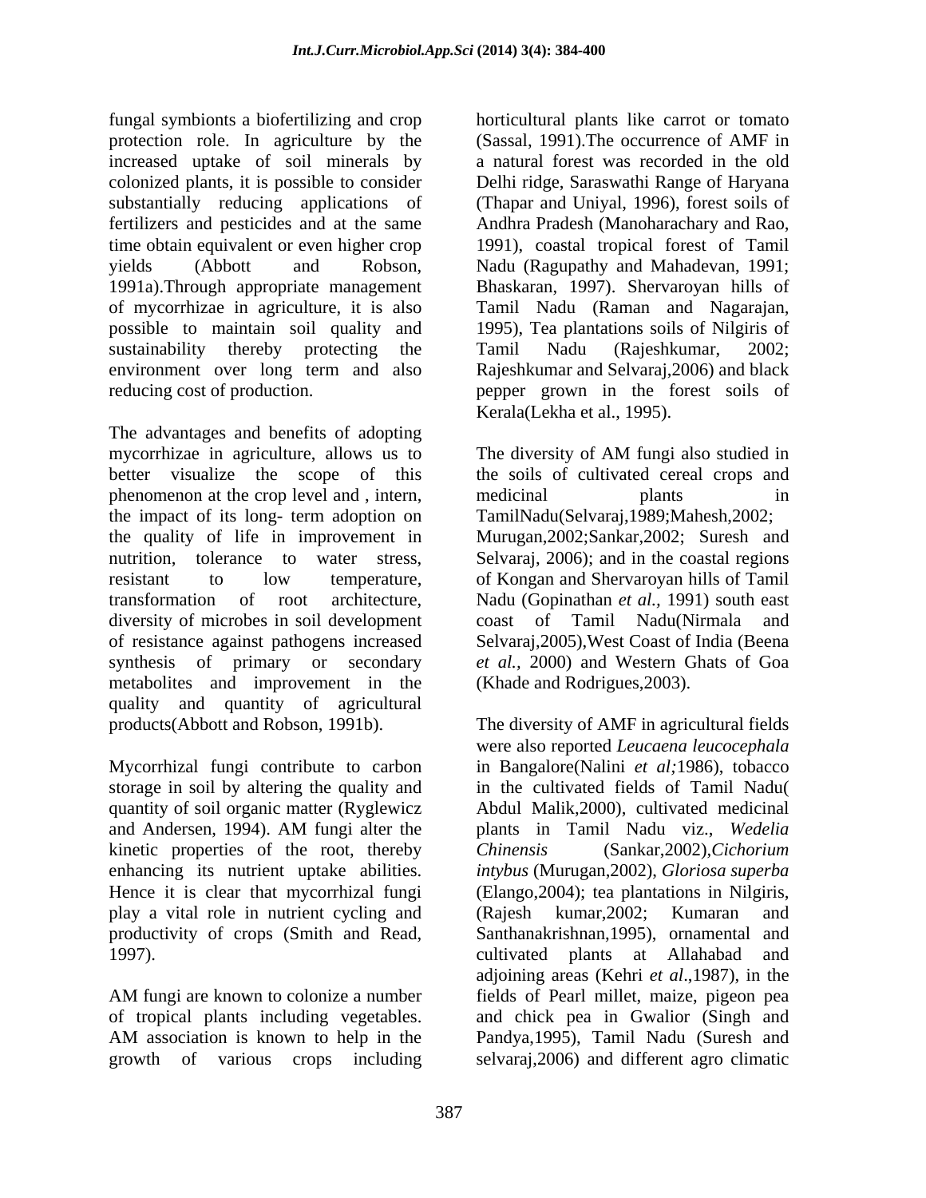fungal symbionts a biofertilizing and crop protection role. In agriculture by the increased uptake of soil minerals by colonized plants, it is possible to consider substantially reducing applications of fertilizers and pesticides and at the same time obtain equivalent or even higher crop yields (Abbott and Robson, 1991a).Through appropriate management of mycorrhizae in agriculture, it is also possible to maintain soil quality and sustainability thereby protecting the environment over long term and also reducing cost of production.

The advantages and benefits of adopting mycorrhizae in agriculture, allows us to better visualize the scope of this phenomenon at the crop level and , intern, the impact of its long- term adoption on the quality of life in improvement in nutrition, tolerance to water stress, resistant to low temperature, transformation of root architecture, diversity of microbes in soil development of resistance against pathogens increased synthesis of primary or secondary metabolites and improvement in the quality and quantity of agricultural products(Abbott and Robson, 1991b).

Mycorrhizal fungi contribute to carbon storage in soil by altering the quality and quantity of soil organic matter (Ryglewicz and Andersen, 1994). AM fungi alter the kinetic properties of the root, thereby enhancing its nutrient uptake abilities. Hence it is clear that mycorrhizal fungi play a vital role in nutrient cycling and productivity of crops (Smith and Read, 1997).

AM fungi are known to colonize a number of tropical plants including vegetables. AM association is known to help in the growth of various crops including horticultural plants like carrot or tomato (Sassal, 1991).The occurrence of AMF in a natural forest was recorded in the old Delhi ridge, Saraswathi Range of Haryana (Thapar and Uniyal, 1996), forest soils of Andhra Pradesh (Manoharachary and Rao, 1991), coastal tropical forest of Tamil Nadu (Ragupathy and Mahadevan, 1991; Bhaskaran, 1997). Shervaroyan hills of Tamil Nadu (Raman and Nagarajan, 1995), Tea plantations soils of Nilgiris of Tamil Nadu (Rajeshkumar, 2002; Rajeshkumar and Selvaraj,2006) and black pepper grown in the forest soils of Kerala(Lekha et al., 1995).

The diversity of AM fungi also studied in the soils of cultivated cereal crops and medicinal plants in TamilNadu(Selvaraj,1989;Mahesh,2002; Murugan,2002;Sankar,2002; Suresh and Selvaraj, 2006); and in the coastal regions of Kongan and Shervaroyan hills of Tamil Nadu (Gopinathan *et al.,* 1991) south east coast of Tamil Nadu(Nirmala and Selvaraj,2005),West Coast of India (Beena *et al.,* 2000) and Western Ghats of Goa (Khade and Rodrigues,2003).

The diversity of AMF in agricultural fields were also reported *Leucaena leucocephala* in Bangalore(Nalini *et al;*1986), tobacco in the cultivated fields of Tamil Nadu( Abdul Malik,2000), cultivated medicinal plants in Tamil Nadu viz., *Wedelia Chinensis* (Sankar,2002),*Cichorium intybus* (Murugan,2002), *Gloriosa superba* (Elango,2004); tea plantations in Nilgiris, (Rajesh kumar,2002; Kumaran and Santhanakrishnan,1995), ornamental and cultivated plants at Allahabad and adjoining areas (Kehri *et al*.,1987), in the fields of Pearl millet, maize, pigeon pea and chick pea in Gwalior (Singh and Pandya,1995), Tamil Nadu (Suresh and selvaraj,2006) and different agro climatic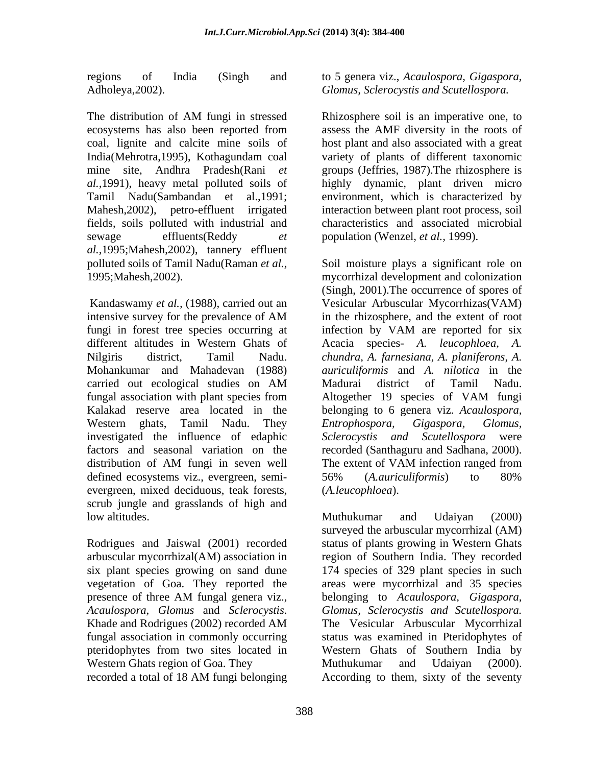regions of India (Singh and Adholeya,2002).

The distribution of AM fungi in stressed ecosystems has also been reported from coal, lignite and calcite mine soils of India(Mehrotra,1995), Kothagundam coal mine site, Andhra Pradesh(Rani *et al.*,1991), heavy metal polluted soils of Tamil Nadu(Sambandan et al.,1991; Mahesh,2002), petro-effluent irrigated fields, soils polluted with industrial and sewage effluents(Reddy *et al.*,1995;Mahesh,2002), tannery effluent polluted soils of Tamil Nadu(Raman *et al.*, 1995;Mahesh,2002).

Kandaswamy *et al.*, (1988), carried out an intensive survey for the prevalence of AM fungi in forest tree species occurring at different altitudes in Western Ghats of Nilgiris district, Tamil Nadu. Mohankumar and Mahadevan (1988) carried out ecological studies on AM fungal association with plant species from Kalakad reserve area located in the Western ghats, Tamil Nadu. They investigated the influence of edaphic factors and seasonal variation on the distribution of AM fungi in seven well defined ecosystems viz., evergreen, semi-evergreen, mixed deciduous, teak forests, scrub jungle and grasslands of high and low altitudes.

Rodrigues and Jaiswal (2001) recorded arbuscular mycorrhizal(AM) association in six plant species growing on sand dune vegetation of Goa. They reported the presence of three AM fungal genera viz., *Acaulospora*, *Glomus* and *Sclerocystis*. Khade and Rodrigues (2002) recorded AM fungal association in commonly occurring pteridophytes from two sites located in Western Ghats region of Goa. They recorded a total of 18 AM fungi belonging to 5 genera viz., *Acaulospora, Gigaspora, Glomus, Sclerocystis and Scutellospora.*

Rhizosphere soil is an imperative one, to assess the AMF diversity in the roots of host plant and also associated with a great variety of plants of different taxonomic groups (Jeffries, 1987).The rhizosphere is highly dynamic, plant driven micro environment, which is characterized by interaction between plant root process, soil characteristics and associated microbial population (Wenzel, *et al.*, 1999).

Soil moisture plays a significant role on mycorrhizal development and colonization (Singh, 2001).The occurrence of spores of Vesicular Arbuscular Mycorrhizas(VAM) in the rhizosphere, and the extent of root infection by VAM are reported for six Acacia species- *A. leucophloea*, *A. chundra*, *A. farnesiana*, *A. planiferons*, *A. auriculiformis* and *A. nilotica* in the Madurai district of Tamil Nadu. Altogether 19 species of VAM fungi belonging to 6 genera viz. *Acaulospora, Entrophospora, Gigaspora, Glomus, Sclerocystis and Scutellospora* were recorded (Santhaguru and Sadhana, 2000). The extent of VAM infection ranged from 56% (*A.auriculiformis*) to 80% (*A.leucophloea*).

Muthukumar and Udaiyan (2000) surveyed the arbuscular mycorrhizal (AM) status of plants growing in Western Ghats region of Southern India. They recorded 174 species of 329 plant species in such areas were mycorrhizal and 35 species belonging to *Acaulospora, Gigaspora, Glomus, Sclerocystis and Scutellospora.* The Vesicular Arbuscular Mycorrhizal status was examined in Pteridophytes of Western Ghats of Southern India by Muthukumar and Udaiyan (2000). According to them, sixty of the seventy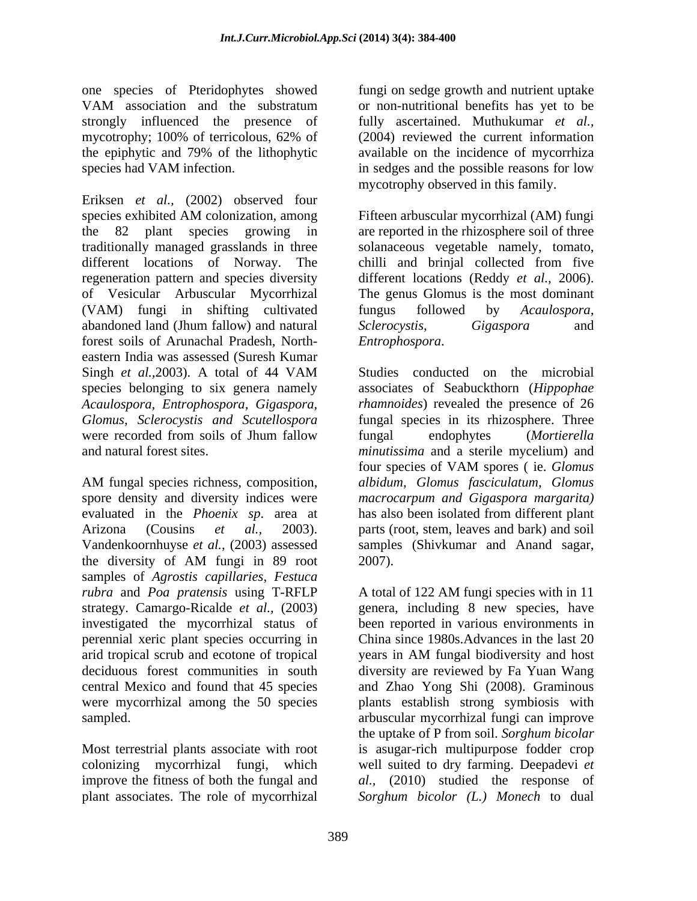one species of Pteridophytes showed VAM association and the substratum strongly influenced the presence of mycotrophy; 100% of terricolous, 62% of the epiphytic and 79% of the lithophytic species had VAM infection.

Eriksen *et al.,* (2002) observed four species exhibited AM colonization, among the 82 plant species growing in traditionally managed grasslands in three different locations of Norway. The regeneration pattern and species diversity of Vesicular Arbuscular Mycorrhizal (VAM) fungi in shifting cultivated abandoned land (Jhum fallow) and natural forest soils of Arunachal Pradesh, North-eastern India was assessed (Suresh Kumar Singh *et al.,*2003). A total of 44 VAM species belonging to six genera namely *Acaulospora, Entrophospora, Gigaspora, Glomus, Sclerocystis and Scutellospora* were recorded from soils of Jhum fallow and natural forest sites.

AM fungal species richness, composition, spore density and diversity indices were evaluated in the *Phoenix sp*. area at Arizona (Cousins *et al.,* 2003). Vandenkoornhuyse *et al.,* (2003) assessed the diversity of AM fungi in 89 root samples of *Agrostis capillaries*, *Festuca rubra* and *Poa pratensis* using T-RFLP strategy. Camargo-Ricalde *et al.,* (2003) investigated the mycorrhizal status of perennial xeric plant species occurring in arid tropical scrub and ecotone of tropical deciduous forest communities in south central Mexico and found that 45 species were mycorrhizal among the 50 species sampled.

Most terrestrial plants associate with root colonizing mycorrhizal fungi, which improve the fitness of both the fungal and plant associates. The role of mycorrhizal fungi on sedge growth and nutrient uptake or non-nutritional benefits has yet to be fully ascertained. Muthukumar *et al.,* (2004) reviewed the current information available on the incidence of mycorrhiza in sedges and the possible reasons for low mycotrophy observed in this family.

Fifteen arbuscular mycorrhizal (AM) fungi are reported in the rhizosphere soil of three solanaceous vegetable namely, tomato, chilli and brinjal collected from five different locations (Reddy *et al.,* 2006). The genus Glomus is the most dominant fungus followed by *Acaulospora, Sclerocystis, Gigaspora* and *Entrophospora*.

Studies conducted on the microbial associates of Seabuckthorn (*Hippophae rhamnoides*) revealed the presence of 26 fungal species in its rhizosphere. Three fungal endophytes (*Mortierella minutissima* and a sterile mycelium) and four species of VAM spores ( ie. *Glomus albidum, Glomus fasciculatum, Glomus macrocarpum and Gigaspora margarita)* has also been isolated from different plant parts (root, stem, leaves and bark) and soil samples (Shivkumar and Anand sagar, 2007).

A total of 122 AM fungi species with in 11 genera, including 8 new species, have been reported in various environments in China since 1980s.Advances in the last 20 years in AM fungal biodiversity and host diversity are reviewed by Fa Yuan Wang and Zhao Yong Shi (2008). Graminous plants establish strong symbiosis with arbuscular mycorrhizal fungi can improve the uptake of P from soil. *Sorghum bicolar* is asugar-rich multipurpose fodder crop well suited to dry farming. Deepadevi *et al.,* (2010) studied the response of *Sorghum bicolor (L.) Monech* to dual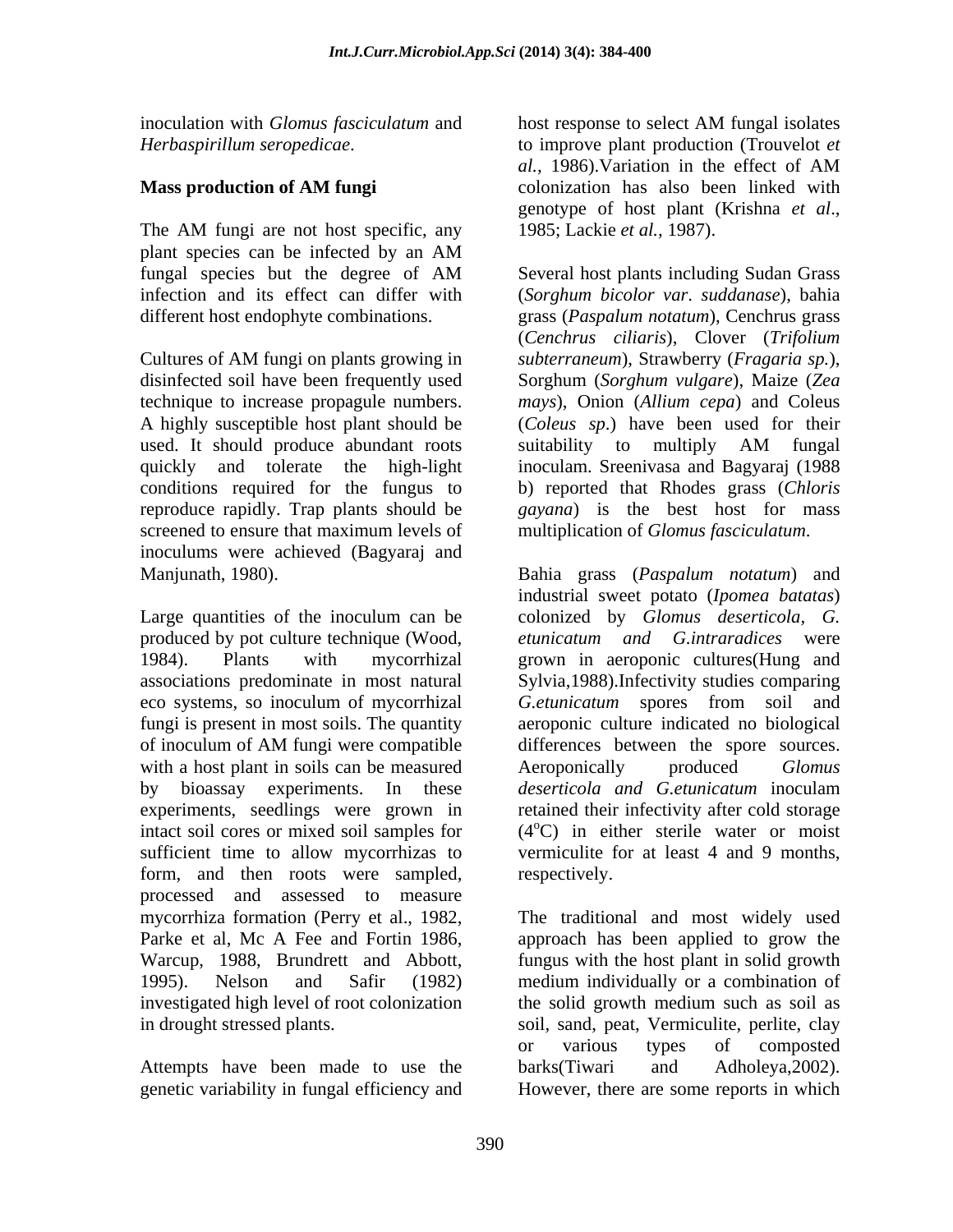inoculation with *Glomus fasciculatum* and *Herbaspirillum seropedicae*.

## Mass production of AM fungi

The AM fungi are not host specific, any plant species can be infected by an AM fungal species but the degree of AM infection and its effect can differ with different host endophyte combinations.

Cultures of AM fungi on plants growing in disinfected soil have been frequently used technique to increase propagule numbers. A highly susceptible host plant should be used. It should produce abundant roots quickly and tolerate the high-light conditions required for the fungus to reproduce rapidly. Trap plants should be screened to ensure that maximum levels of inoculums were achieved (Bagyaraj and Manjunath, 1980).

Large quantities of the inoculum can be produced by pot culture technique (Wood, 1984). Plants with mycorrhizal associations predominate in most natural eco systems, so inoculum of mycorrhizal fungi is present in most soils. The quantity of inoculum of AM fungi were compatible with a host plant in soils can be measured by bioassay experiments. In these experiments, seedlings were grown in intact soil cores or mixed soil samples for sufficient time to allow mycorrhizas to form, and then roots were sampled, processed and assessed to measure mycorrhiza formation (Perry et al., 1982, Parke et al, Mc A Fee and Fortin 1986, Warcup, 1988, Brundrett and Abbott, 1995). Nelson and Safir (1982) investigated high level of root colonization in drought stressed plants.

Attempts have been made to use the genetic variability in fungal efficiency and host response to select AM fungal isolates to improve plant production (Trouvelot *et al.*, 1986).Variation in the effect of AM colonization has also been linked with genotype of host plant (Krishna *et al*., 1985; Lackie *et al.*, 1987).

Several host plants including Sudan Grass (*Sorghum bicolor var. suddanase*), bahia grass (*Paspalum notatum*), Cenchrus grass (*Cenchrus ciliaris*), Clover (*Trifolium subterraneum*), Strawberry (*Fragaria sp.*), Sorghum (*Sorghum vulgare*), Maize (*Zea mays*), Onion (*Allium cepa*) and Coleus (*Coleus sp.*) have been used for their suitability to multiply AM fungal inoculam. Sreenivasa and Bagyaraj (1988 b) reported that Rhodes grass (*Chloris gayana*) is the best host for mass multiplication of *Glomus fasciculatum*.

Bahia grass (*Paspalum notatum*) and industrial sweet potato (*Ipomea batatas*) colonized by *Glomus deserticola*, *G. etunicatum and G.intraradices* were grown in aeroponic cultures(Hung and Sylvia,1988).Infectivity studies comparing *G.etunicatum* spores from soil and aeroponic culture indicated no biological differences between the spore sources. Aeroponically produced *Glomus deserticola and G.etunicatum* inoculam retained their infectivity after cold storage ($4^{o}$C) in either sterile water or moist vermiculite for at least 4 and 9 months, respectively.

The traditional and most widely used approach has been applied to grow the fungus with the host plant in solid growth medium individually or a combination of the solid growth medium such as soil as soil, sand, peat, Vermiculite, perlite, clay or various types of composted barks(Tiwari and Adholeya,2002). However, there are some reports in which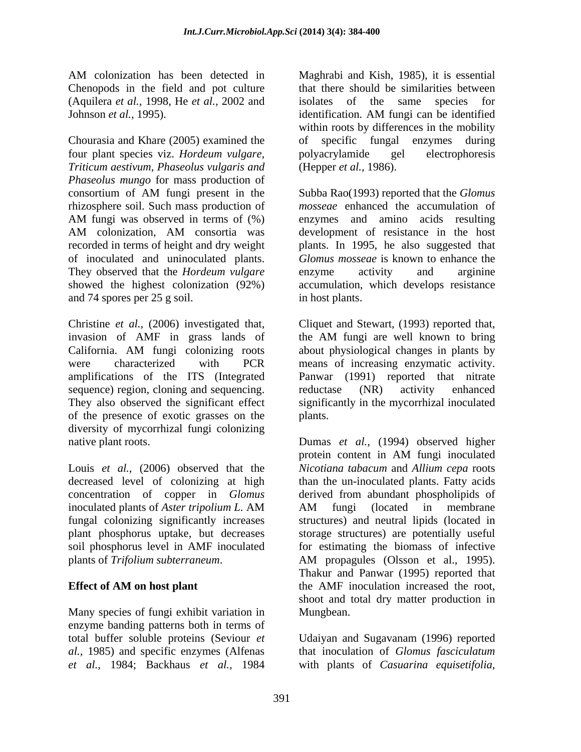AM colonization has been detected in Chenopods in the field and pot culture (Aquilera *et al.,* 1998, He *et al.,* 2002 and Johnson *et al.,* 1995).

Chourasia and Khare (2005) examined the four plant species viz. *Hordeum vulgare, Triticum aestivum, Phaseolus vulgaris and Phaseolus mungo* for mass production of consortium of AM fungi present in the rhizosphere soil. Such mass production of AM fungi was observed in terms of (%) AM colonization, AM consortia was recorded in terms of height and dry weight of inoculated and uninoculated plants. They observed that the *Hordeum vulgare* showed the highest colonization (92%) and 74 spores per 25 g soil.

Christine *et al.,* (2006) investigated that, invasion of AMF in grass lands of California. AM fungi colonizing roots were characterized with PCR amplifications of the ITS (Integrated sequence) region, cloning and sequencing. They also observed the significant effect of the presence of exotic grasses on the diversity of mycorrhizal fungi colonizing native plant roots.

Louis *et al.,* (2006) observed that the decreased level of colonizing at high concentration of copper in *Glomus* inoculated plants of *Aster tripolium L*. AM fungal colonizing significantly increases plant phosphorus uptake, but decreases soil phosphorus level in AMF inoculated plants of *Trifolium subterraneum*.

**Effect of AM on host plant**

Many species of fungi exhibit variation in enzyme banding patterns both in terms of total buffer soluble proteins (Seviour *et al.,* 1985) and specific enzymes (Alfenas *et al.,* 1984; Backhaus *et al.,* 1984 Maghrabi and Kish, 1985), it is essential that there should be similarities between isolates of the same species for identification. AM fungi can be identified within roots by differences in the mobility of specific fungal enzymes during polyacrylamide gel electrophoresis (Hepper *et al.,* 1986).

Subba Rao(1993) reported that the *Glomus mosseae* enhanced the accumulation of enzymes and amino acids resulting development of resistance in the host plants. In 1995, he also suggested that *Glomus mosseae* is known to enhance the enzyme activity and arginine accumulation, which develops resistance in host plants.

Cliquet and Stewart, (1993) reported that, the AM fungi are well known to bring about physiological changes in plants by means of increasing enzymatic activity. Panwar (1991) reported that nitrate reductase (NR) activity enhanced significantly in the mycorrhizal inoculated plants.

Dumas *et al.,* (1994) observed higher protein content in AM fungi inoculated *Nicotiana tabacum* and *Allium cepa* roots than the un-inoculated plants. Fatty acids derived from abundant phospholipids of AM fungi (located in membrane structures) and neutral lipids (located in storage structures) are potentially useful for estimating the biomass of infective AM propagules (Olsson et al., 1995). Thakur and Panwar (1995) reported that the AMF inoculation increased the root, shoot and total dry matter production in Mungbean.

Udaiyan and Sugavanam (1996) reported that inoculation of *Glomus fasciculatum* with plants of *Casuarina equisetifolia*,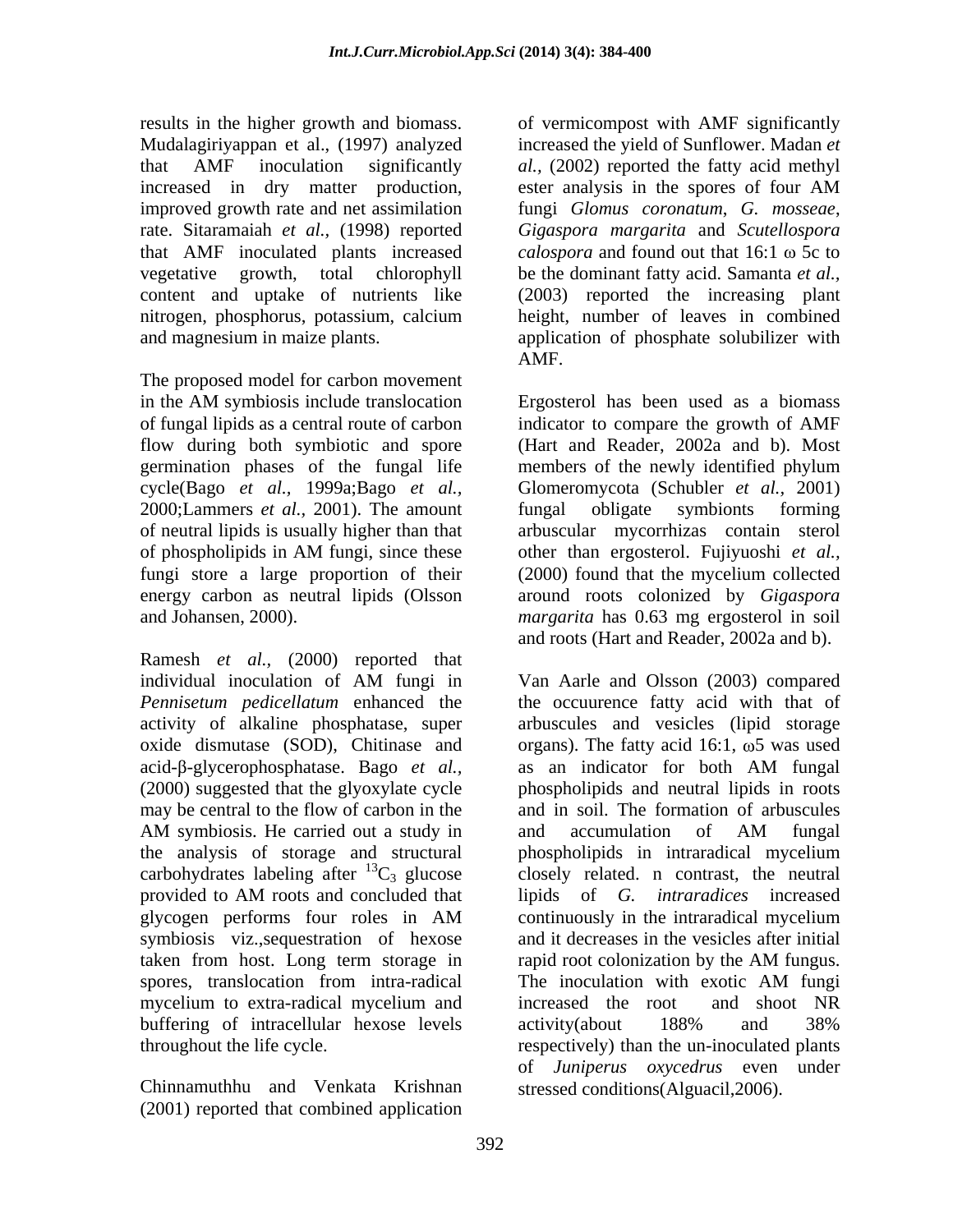results in the higher growth and biomass. Mudalagiriyappan et al., (1997) analyzed that AMF inoculation significantly increased in dry matter production, improved growth rate and net assimilation rate. Sitaramaiah *et al.,* (1998) reported that AMF inoculated plants increased vegetative growth, total chlorophyll content and uptake of nutrients like nitrogen, phosphorus, potassium, calcium and magnesium in maize plants.

The proposed model for carbon movement in the AM symbiosis include translocation of fungal lipids as a central route of carbon flow during both symbiotic and spore germination phases of the fungal life cycle(Bago *et al.,* 1999a;Bago *et al.,* 2000;Lammers *et al.,* 2001). The amount of neutral lipids is usually higher than that of phospholipids in AM fungi, since these fungi store a large proportion of their energy carbon as neutral lipids (Olsson and Johansen, 2000).

Ramesh *et al.,* (2000) reported that individual inoculation of AM fungi in *Pennisetum pedicellatum* enhanced the activity of alkaline phosphatase, super oxide dismutase (SOD), Chitinase and acid-β-glycerophosphatase. Bago *et al.,* (2000) suggested that the glyoxylate cycle may be central to the flow of carbon in the AM symbiosis. He carried out a study in the analysis of storage and structural carbohydrates labeling after $^{13}C_3$ glucose provided to AM roots and concluded that glycogen performs four roles in AM symbiosis viz.,sequestration of hexose taken from host. Long term storage in spores, translocation from intra-radical mycelium to extra-radical mycelium and buffering of intracellular hexose levels throughout the life cycle.

Chinnamuthhu and Venkata Krishnan (2001) reported that combined application of vermicompost with AMF significantly increased the yield of Sunflower. Madan *et al.,* (2002) reported the fatty acid methyl ester analysis in the spores of four AM fungi *Glomus coronatum*, *G. mosseae*, *Gigaspora margarita* and *Scutellospora calospora* and found out that 16:1 ω 5c to be the dominant fatty acid. Samanta *et al.,* (2003) reported the increasing plant height, number of leaves in combined application of phosphate solubilizer with AMF.

Ergosterol has been used as a biomass indicator to compare the growth of AMF (Hart and Reader, 2002a and b). Most members of the newly identified phylum Glomeromycota (Schubler *et al.,* 2001) fungal obligate symbionts forming arbuscular mycorrhizas contain sterol other than ergosterol. Fujiyuoshi *et al.,* (2000) found that the mycelium collected around roots colonized by *Gigaspora margarita* has 0.63 mg ergosterol in soil and roots (Hart and Reader, 2002a and b).

Van Aarle and Olsson (2003) compared the occuurence fatty acid with that of arbuscules and vesicles (lipid storage organs). The fatty acid 16:1, ω5 was used as an indicator for both AM fungal phospholipids and neutral lipids in roots and in soil. The formation of arbuscules and accumulation of AM fungal phospholipids in intraradical mycelium closely related. n contrast, the neutral lipids of *G. intraradices* increased continuously in the intraradical mycelium and it decreases in the vesicles after initial rapid root colonization by the AM fungus. The inoculation with exotic AM fungi increased the root and shoot NR activity(about 188% and 38% respectively) than the un-inoculated plants of *Juniperus oxycedrus* even under stressed conditions(Alguacil,2006).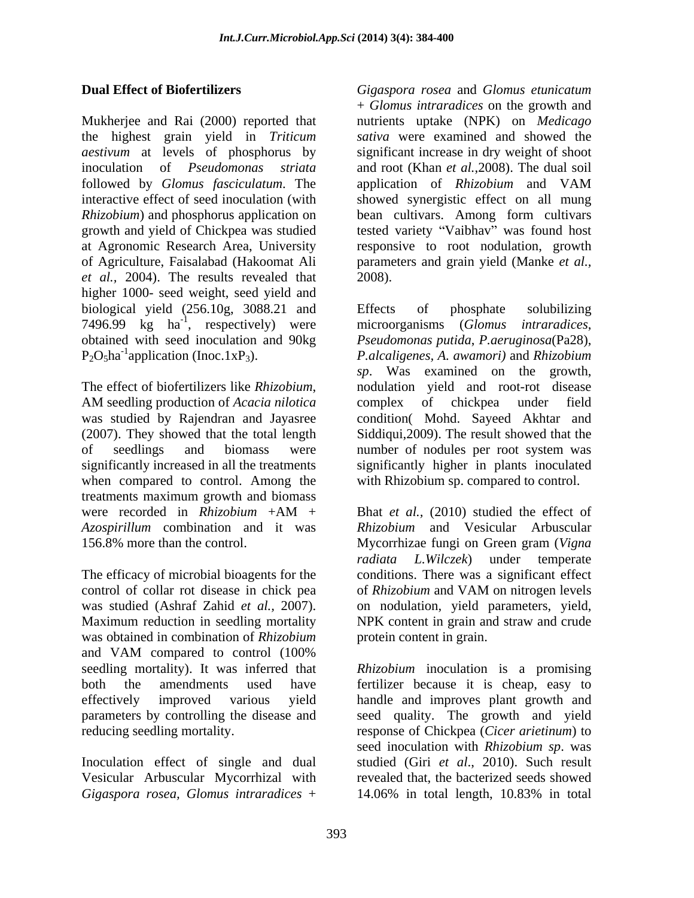**Dual Effect of Biofertilizers**

Mukherjee and Rai (2000) reported that the highest grain yield in *Triticum aestivum* at levels of phosphorus by inoculation of *Pseudomonas striata* followed by *Glomus fasciculatum*. The interactive effect of seed inoculation (with *Rhizobium*) and phosphorus application on growth and yield of Chickpea was studied at Agronomic Research Area, University of Agriculture, Faisalabad (Hakoomat Ali *et al.*, 2004). The results revealed that higher 1000- seed weight, seed yield and biological yield (256.10g, 3088.21 and 7496.99 kg $ha^{-1}$, respectively) were obtained with seed inoculation and 90kg $P_2O_5ha^{-1}$application (Inoc.1x$P_3$).

The effect of biofertilizers like *Rhizobium*, AM seedling production of *Acacia nilotica* was studied by Rajendran and Jayasree (2007). They showed that the total length of seedlings and biomass were significantly increased in all the treatments when compared to control. Among the treatments maximum growth and biomass were recorded in *Rhizobium* +AM + *Azospirillum* combination and it was 156.8% more than the control.

The efficacy of microbial bioagents for the control of collar rot disease in chick pea was studied (Ashraf Zahid *et al.*, 2007). Maximum reduction in seedling mortality was obtained in combination of *Rhizobium* and VAM compared to control (100% seedling mortality). It was inferred that both the amendments used have effectively improved various yield parameters by controlling the disease and reducing seedling mortality.

Inoculation effect of single and dual Vesicular Arbuscular Mycorrhizal with *Gigaspora rosea, Glomus intraradices* + *Gigaspora rosea* and *Glomus etunicatum + Glomus intraradices* on the growth and nutrients uptake (NPK) on *Medicago sativa* were examined and showed the significant increase in dry weight of shoot and root (Khan *et al.*,2008). The dual soil application of *Rhizobium* and VAM showed synergistic effect on all mung bean cultivars. Among form cultivars tested variety "Vaibhav" was found host responsive to root nodulation, growth parameters and grain yield (Manke *et al.*, 2008).

Effects of phosphate solubilizing microorganisms (*Glomus intraradices*, *Pseudomonas putida*, *P.aeruginosa*(Pa28), *P.alcaligenes, A. awamori)* and *Rhizobium sp*. Was examined on the growth, nodulation yield and root-rot disease complex of chickpea under field condition( Mohd. Sayeed Akhtar and Siddiqui,2009). The result showed that the number of nodules per root system was significantly higher in plants inoculated with Rhizobium sp. compared to control.

Bhat *et al.*, (2010) studied the effect of *Rhizobium* and Vesicular Arbuscular Mycorrhizae fungi on Green gram (*Vigna radiata L.Wilczek*) under temperate conditions. There was a significant effect of *Rhizobium* and VAM on nitrogen levels on nodulation, yield parameters, yield, NPK content in grain and straw and crude protein content in grain.

*Rhizobium* inoculation is a promising fertilizer because it is cheap, easy to handle and improves plant growth and seed quality. The growth and yield response of Chickpea (*Cicer arietinum*) to seed inoculation with *Rhizobium sp*. was studied (Giri *et al*., 2010). Such result revealed that, the bacterized seeds showed 14.06% in total length, 10.83% in total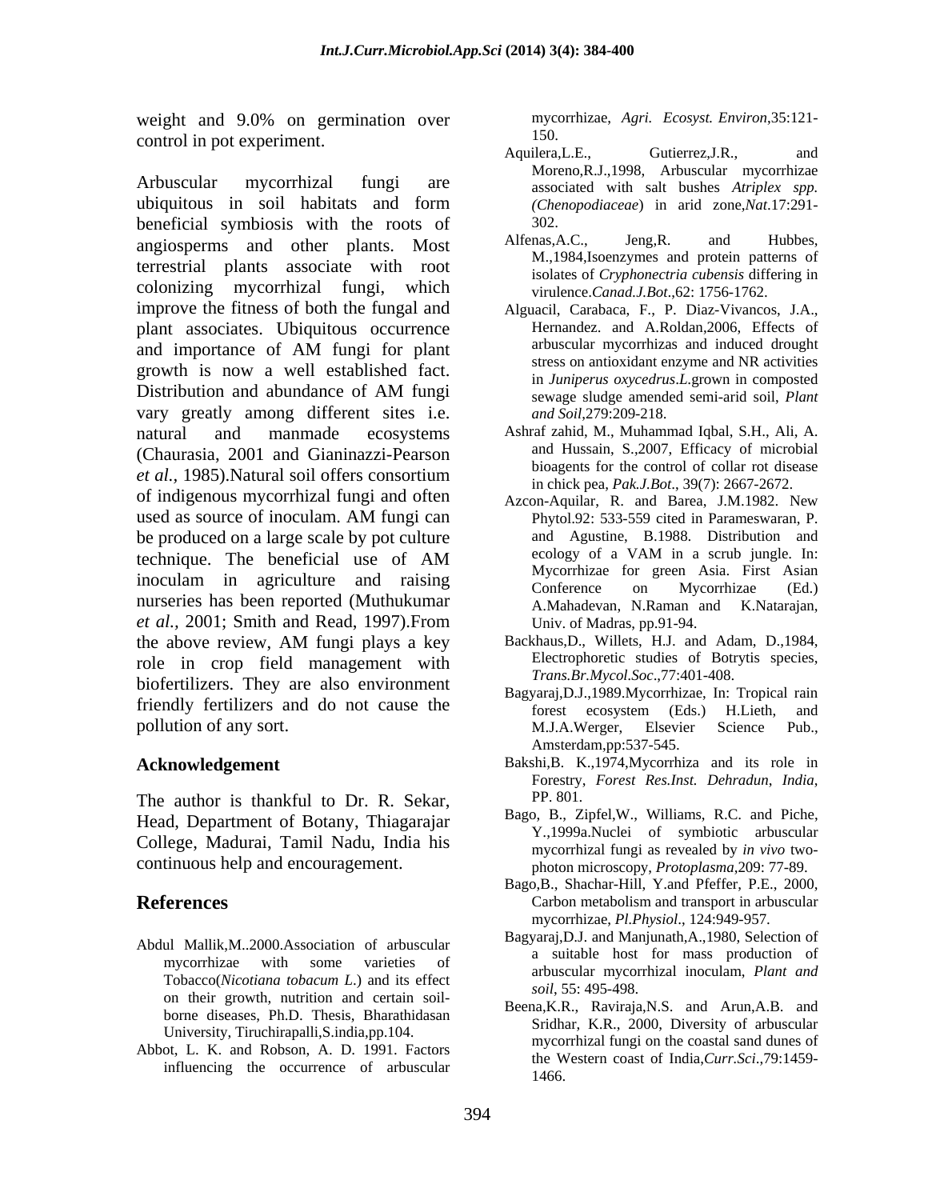weight and 9.0% on germination over control in pot experiment.

Arbuscular mycorrhizal fungi are ubiquitous in soil habitats and form beneficial symbiosis with the roots of angiosperms and other plants. Most terrestrial plants associate with root colonizing mycorrhizal fungi, which improve the fitness of both the fungal and plant associates. Ubiquitous occurrence and importance of AM fungi for plant growth is now a well established fact. Distribution and abundance of AM fungi vary greatly among different sites i.e. natural and manmade ecosystems (Chaurasia, 2001 and Gianinazzi-Pearson *et al.,* 1985).Natural soil offers consortium of indigenous mycorrhizal fungi and often used as source of inoculam. AM fungi can be produced on a large scale by pot culture technique. The beneficial use of AM inoculam in agriculture and raising nurseries has been reported (Muthukumar *et al.,* 2001; Smith and Read, 1997).From the above review, AM fungi plays a key role in crop field management with biofertilizers. They are also environment friendly fertilizers and do not cause the pollution of any sort.

## Acknowledgement

The author is thankful to Dr. R. Sekar, Head, Department of Botany, Thiagarajar College, Madurai, Tamil Nadu, India his continuous help and encouragement.

## References

Abdul Mallik,M..2000.Association of arbuscular mycorrhizae with some varieties of Tobacco(*Nicotiana tobacum L.*) and its effect on their growth, nutrition and certain soil-borne diseases, Ph.D. Thesis, Bharathidasan University, Tiruchirapalli,S.india,pp.104.

Abbot, L. K. and Robson, A. D. 1991. Factors influencing the occurrence of arbuscular mycorrhizae, *Agri. Ecosyst. Environ*,35:121-150.

Aquilera,L.E., Gutierrez,J.R., and Moreno,R.J.,1998, Arbuscular mycorrhizae associated with salt bushes *Atriplex spp. (Chenopodiaceae*) in arid zone,*Nat*.17:291-302.

Alfenas,A.C., Jeng,R. and Hubbes, M.,1984,Isoenzymes and protein patterns of isolates of *Cryphonectria cubensis* differing in virulence.*Canad.J.Bot*.,62: 1756-1762.

Alguacil, Carabaca, F., P. Diaz-Vivancos, J.A., Hernandez. and A.Roldan,2006, Effects of arbuscular mycorrhizas and induced drought stress on antioxidant enzyme and NR activities in *Juniperus oxycedrus*.*L*.grown in composted sewage sludge amended semi-arid soil, *Plant and Soil*,279:209-218.

Ashraf zahid, M., Muhammad Iqbal, S.H., Ali, A. and Hussain, S.,2007, Efficacy of microbial bioagents for the control of collar rot disease in chick pea, *Pak.J.Bot*., 39(7): 2667-2672.

Azcon-Aquilar, R. and Barea, J.M.1982. New Phytol.92: 533-559 cited in Parameswaran, P. and Agustine, B.1988. Distribution and ecology of a VAM in a scrub jungle. In: Mycorrhizae for green Asia. First Asian Conference on Mycorrhizae (Ed.) A.Mahadevan, N.Raman and K.Natarajan, Univ. of Madras, pp.91-94.

Backhaus,D., Willets, H.J. and Adam, D.,1984, Electrophoretic studies of Botrytis species, *Trans.Br.Mycol.Soc*.,77:401-408.

Bagyaraj,D.J.,1989.Mycorrhizae, In: Tropical rain forest ecosystem (Eds.) H.Lieth, and M.J.A.Werger, Elsevier Science Pub., Amsterdam,pp:537-545.

Bakshi,B. K.,1974,Mycorrhiza and its role in Forestry, *Forest Res.Inst. Dehradun, India*, PP. 801.

Bago, B., Zipfel,W., Williams, R.C. and Piche, Y.,1999a.Nuclei of symbiotic arbuscular mycorrhizal fungi as revealed by *in vivo* two-photon microscopy, *Protoplasma*,209: 77-89.

Bago,B., Shachar-Hill, Y.and Pfeffer, P.E., 2000, Carbon metabolism and transport in arbuscular mycorrhizae, *Pl.Physiol*., 124:949-957.

Bagyaraj,D.J. and Manjunath,A.,1980, Selection of a suitable host for mass production of arbuscular mycorrhizal inoculam, *Plant and soil*, 55: 495-498.

Beena,K.R., Raviraja,N.S. and Arun,A.B. and Sridhar, K.R., 2000, Diversity of arbuscular mycorrhizal fungi on the coastal sand dunes of the Western coast of India,*Curr.Sci*.,79:1459-1466.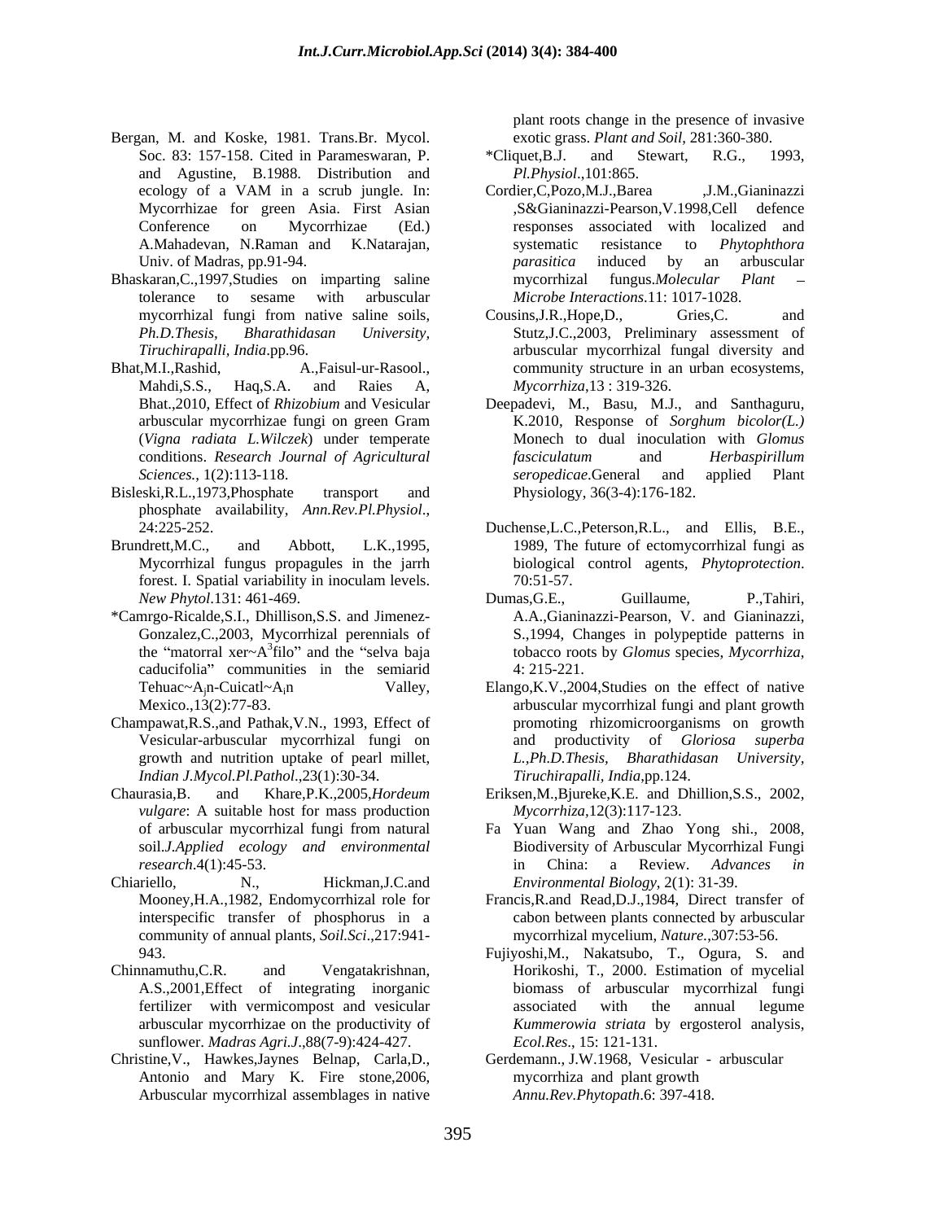Bergan, M. and Koske, 1981. Trans.Br. Mycol. Soc. 83: 157-158. Cited in Parameswaran, P. and Agustine, B.1988. Distribution and ecology of a VAM in a scrub jungle. In: Mycorrhizae for green Asia. First Asian Conference on Mycorrhizae (Ed.) A.Mahadevan, N.Raman and K.Natarajan, Univ. of Madras, pp.91-94.

Bhaskaran,C.,1997,Studies on imparting saline tolerance to sesame with arbuscular mycorrhizal fungi from native saline soils, *Ph.D.Thesis, Bharathidasan University, Tiruchirapalli, India*.pp.96.

Bhat,M.I.,Rashid, A.,Faisul-ur-Rasool., Mahdi,S.S., Haq,S.A. and Raies A, Bhat.,2010, Effect of *Rhizobium* and Vesicular arbuscular mycorrhizae fungi on green Gram (*Vigna radiata L.Wilczek*) under temperate conditions. *Research Journal of Agricultural Sciences.*, 1(2):113-118.

Bisleski,R.L.,1973,Phosphate transport and phosphate availability, *Ann.Rev.Pl.Physiol*., 24:225-252.

Brundrett,M.C., and Abbott, L.K.,1995, Mycorrhizal fungus propagules in the jarrh forest. I. Spatial variability in inoculam levels. *New Phytol*.131: 461-469.

*Camrgo-Ricalde,S.I., Dhillison,S.S. and Jimenez-Gonzalez,C.,2003, Mycorrhizal perennials of the "matorral xer~A$^3$filo" and the "selva baja caducifolia" communities in the semiarid Tehuac~A$_i$n-Cuicatl~A$_i$n Valley, Mexico.,13(2):77-83.

Champawat,R.S.,and Pathak,V.N., 1993, Effect of Vesicular-arbuscular mycorrhizal fungi on growth and nutrition uptake of pearl millet, *Indian J.Mycol.Pl.Pathol*.,23(1):30-34.

Chaurasia,B. and Khare,P.K.,2005,*Hordeum vulgare*: A suitable host for mass production of arbuscular mycorrhizal fungi from natural soil.*J.Applied ecology and environmental research*.4(1):45-53.

Chiariello, N., Hickman,J.C.and Mooney,H.A.,1982, Endomycorrhizal role for interspecific transfer of phosphorus in a community of annual plants, *Soil.Sci*.,217:941-943.

Chinnamuthu,C.R. and Vengatakrishnan, A.S.,2001,Effect of integrating inorganic fertilizer with vermicompost and vesicular arbuscular mycorrhizae on the productivity of sunflower. *Madras Agri.J*.,88(7-9):424-427.

Christine,V., Hawkes,Jaynes Belnap, Carla,D., Antonio and Mary K. Fire stone,2006, Arbuscular mycorrhizal assemblages in native plant roots change in the presence of invasive exotic grass. *Plant and Soil*, 281:360-380.

*Cliquet,B.J. and Stewart, R.G., 1993, *Pl.Physiol*.,101:865.

Cordier,C,Pozo,M.J.,Barea ,J.M.,Gianinazzi ,S&Gianinazzi-Pearson,V.1998,Cell defence responses associated with localized and systematic resistance to *Phytophthora parasitica* induced by an arbuscular mycorrhizal fungus.*Molecular Plant – Microbe Interactions*.11: 1017-1028.

Cousins,J.R.,Hope,D., Gries,C. and Stutz,J.C.,2003, Preliminary assessment of arbuscular mycorrhizal fungal diversity and community structure in an urban ecosystems, *Mycorrhiza*,13 : 319-326.

Deepadevi, M., Basu, M.J., and Santhaguru, K.2010, Response of *Sorghum bicolor(L.)* Monech to dual inoculation with *Glomus fasciculatum* and *Herbaspirillum seropedicae*.General and applied Plant Physiology, 36(3-4):176-182.

Duchense,L.C.,Peterson,R.L., and Ellis, B.E., 1989, The future of ectomycorrhizal fungi as biological control agents, *Phytoprotection*. 70:51-57.

Dumas,G.E., Guillaume, P.,Tahiri, A.A.,Gianinazzi-Pearson, V. and Gianinazzi, S.,1994, Changes in polypeptide patterns in tobacco roots by *Glomus* species, *Mycorrhiza*, 4: 215-221.

Elango,K.V.,2004,Studies on the effect of native arbuscular mycorrhizal fungi and plant growth promoting rhizomicroorganisms on growth and productivity of *Gloriosa superba L.,Ph.D.Thesis, Bharathidasan University, Tiruchirapalli, India*,pp.124.

Eriksen,M.,Bjureke,K.E. and Dhillion,S.S., 2002, *Mycorrhiza*,12(3):117-123.

Fa Yuan Wang and Zhao Yong shi., 2008, Biodiversity of Arbuscular Mycorrhizal Fungi in China: a Review. *Advances in Environmental Biology*, 2(1): 31-39.

Francis,R.and Read,D.J.,1984, Direct transfer of cabon between plants connected by arbuscular mycorrhizal mycelium, *Nature.*,307:53-56.

Fujiyoshi,M., Nakatsubo, T., Ogura, S. and Horikoshi, T., 2000. Estimation of mycelial biomass of arbuscular mycorrhizal fungi associated with the annual legume *Kummerowia striata* by ergosterol analysis, *Ecol.Res*., 15: 121-131.

Gerdemann., J.W.1968, Vesicular - arbuscular mycorrhiza and plant growth *Annu.Rev.Phytopath*.6: 397-418.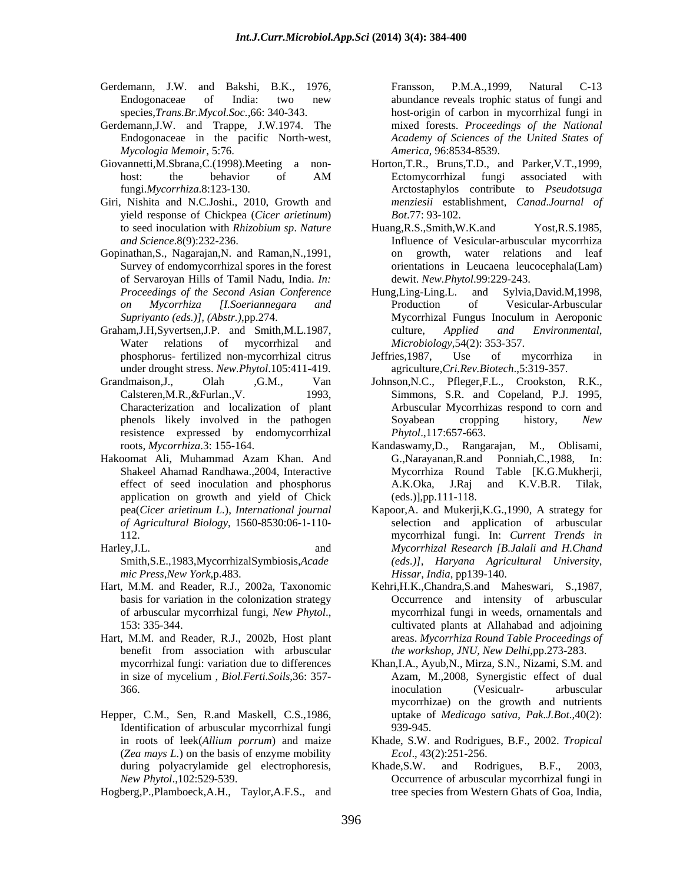Gerdemann, J.W. and Bakshi, B.K., 1976, Endogonaceae of India: two new species,*Trans.Br.Mycol.Soc.*,66: 340-343.

Gerdemann,J.W. and Trappe, J.W.1974. The Endogonaceae in the pacific North-west, *Mycologia Memoir*, 5:76.

Giovannetti,M.Sbrana,C.(1998).Meeting a non-host: the behavior of AM fungi.*Mycorrhiza*.8:123-130.

Giri, Nishita and N.C.Joshi., 2010, Growth and yield response of Chickpea (*Cicer arietinum*) to seed inoculation with *Rhizobium sp*. *Nature and Science*.8(9):232-236.

Gopinathan,S., Nagarajan,N. and Raman,N.,1991, Survey of endomycorrhizal spores in the forest of Servaroyan Hills of Tamil Nadu, India. *In: Proceedings of the Second Asian Conference on Mycorrhiza [I.Soeriannegara and Supriyanto (eds.)], (Abstr.)*,pp.274.

Graham,J.H,Syvertsen,J.P. and Smith,M.L.1987, Water relations of mycorrhizal and phosphorus- fertilized non-mycorrhizal citrus under drought stress. *New.Phytol*.105:411-419.

Grandmaison,J., Olah ,G.M., Van Calsteren,M.R.,&Furlan.,V. 1993, Characterization and localization of plant phenols likely involved in the pathogen resistence expressed by endomycorrhizal roots, *Mycorrhiza*.3: 155-164.

Hakoomat Ali, Muhammad Azam Khan. And Shakeel Ahamad Randhawa.,2004, Interactive effect of seed inoculation and phosphorus application on growth and yield of Chick pea(*Cicer arietinum L.*), *International journal of Agricultural Biology*, 1560-8530:06-1-110-112.

Harley,J.L. and Smith,S.E.,1983,MycorrhizalSymbiosis,*Academic Press,New York*,p.483.

Hart, M.M. and Reader, R.J., 2002a, Taxonomic basis for variation in the colonization strategy of arbuscular mycorrhizal fungi, *New Phytol*., 153: 335-344.

Hart, M.M. and Reader, R.J., 2002b, Host plant benefit from association with arbuscular mycorrhizal fungi: variation due to differences in size of mycelium , *Biol.Ferti.Soils*,36: 357-366.

Hepper, C.M., Sen, R.and Maskell, C.S.,1986, Identification of arbuscular mycorrhizal fungi in roots of leek(*Allium porrum*) and maize (*Zea mays L.*) on the basis of enzyme mobility during polyacrylamide gel electrophoresis, *New Phytol*.,102:529-539.

Hogberg,P.,Plamboeck,A.H., Taylor,A.F.S., and Fransson, P.M.A.,1999, Natural C-13 abundance reveals trophic status of fungi and host-origin of carbon in mycorrhizal fungi in mixed forests. *Proceedings of the National Academy of Sciences of the United States of America*, 96:8534-8539.

Horton,T.R., Bruns,T.D., and Parker,V.T.,1999, Ectomycorrhizal fungi associated with Arctostaphylos contribute to *Pseudotsuga menziesii* establishment, *Canad.Journal of Bot*.77: 93-102.

Huang,R.S.,Smith,W.K.and Yost,R.S.1985, Influence of Vesicular-arbuscular mycorrhiza on growth, water relations and leaf orientations in Leucaena leucocephala(Lam) dewit. *New.Phytol*.99:229-243.

Hung,Ling-Ling.L. and Sylvia,David.M,1998, Production of Vesicular-Arbuscular Mycorrhizal Fungus Inoculum in Aeroponic culture, *Applied and Environmental, Microbiology*,54(2): 353-357.

Jeffries,1987, Use of mycorrhiza in agriculture,*Cri.Rev.Biotech*.,5:319-357.

Johnson,N.C., Pfleger,F.L., Crookston, R.K., Simmons, S.R. and Copeland, P.J. 1995, Arbuscular Mycorrhizas respond to corn and Soyabean cropping history, *New Phytol*.,117:657-663.

Kandaswamy,D., Rangarajan, M., Oblisami, G.,Narayanan,R.and Ponniah,C.,1988, In: Mycorrhiza Round Table [K.G.Mukherji, A.K.Oka, J.Raj and K.V.B.R. Tilak, (eds.)],pp.111-118.

Kapoor,A. and Mukerji,K.G.,1990, A strategy for selection and application of arbuscular mycorrhizal fungi. In: *Current Trends in Mycorrhizal Research [B.Jalali and H.Chand (eds.)], Haryana Agricultural University, Hissar, India*, pp139-140.

Kehri,H.K.,Chandra,S.and Maheswari, S.,1987, Occurrence and intensity of arbuscular mycorrhizal fungi in weeds, ornamentals and cultivated plants at Allahabad and adjoining areas. *Mycorrhiza Round Table Proceedings of the workshop, JNU, New Delhi*,pp.273-283.

Khan,I.A., Ayub,N., Mirza, S.N., Nizami, S.M. and Azam, M.,2008, Synergistic effect of dual inoculation (Vesicualr- arbuscular mycorrhizae) on the growth and nutrients uptake of *Medicago sativa*, *Pak.J.Bot*.,40(2): 939-945.

Khade, S.W. and Rodrigues, B.F., 2002. *Tropical Ecol*., 43(2):251-256.

Khade,S.W. and Rodrigues, B.F., 2003, Occurrence of arbuscular mycorrhizal fungi in tree species from Western Ghats of Goa, India,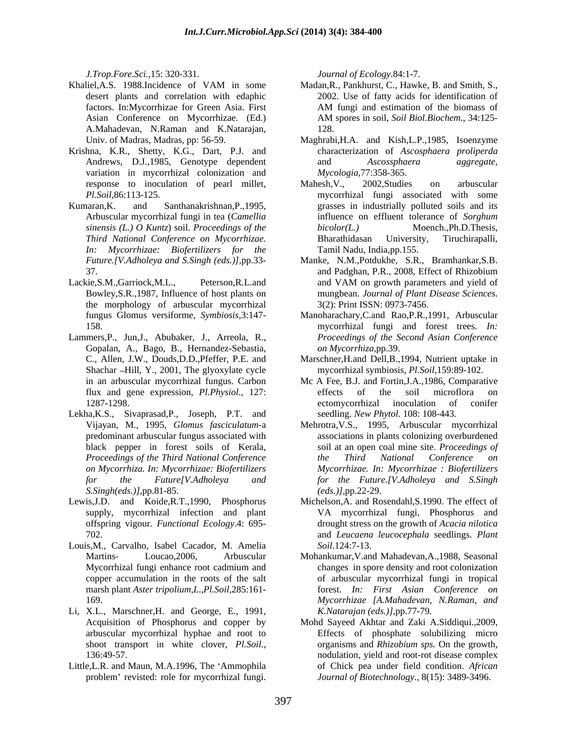*J.Trop.Fore.Sci.*,15: 320-331.

Khaliel,A.S. 1988.Incidence of VAM in some desert plants and correlation with edaphic factors. In:Mycorrhizae for Green Asia. First Asian Conference on Mycorrhizae. (Ed.) A.Mahadevan, N.Raman and K.Natarajan, Univ. of Madras, Madras, pp: 56-59.

Krishna, K.R., Shetty, K.G., Dart, P.J. and Andrews, D.J.,1985, Genotype dependent variation in mycorrhizal colonization and response to inoculation of pearl millet, *Pl.Soil*,86:113-125.

Kumaran,K. and Santhanakrishnan,P.,1995, Arbuscular mycorrhizal fungi in tea (*Camellia sinensis (L.) O Kuntz*) soil. *Proceedings of the Third National Conference on Mycorrhizae. In: Mycorrhizae: Biofertilizers for the Future.[V.Adholeya and S.Singh (eds.)]*,pp.33-37.

Lackie,S.M.,Garriock,M.L., Peterson,R.L.and Bowley,S.R.,1987, Influence of host plants on the morphology of arbuscular mycorrhizal fungus Glomus versiforme, *Symbiosis*,3:147-158.

Lammers,P., Jun,J., Abubaker, J., Arreola, R., Gopalan, A., Bago, B., Hernandez-Sebastia, C., Allen, J.W., Douds,D.D.,Pfeffer, P.E. and Shachar –Hill, Y., 2001, The glyoxylate cycle in an arbuscular mycorrhizal fungus. Carbon flux and gene expression, *Pl.Physiol*., 127: 1287-1298.

Lekha,K.S., Sivaprasad,P., Joseph, P.T. and Vijayan, M., 1995, *Glomus fasciculatum*-a predominant arbuscular fungus associated with black pepper in forest soils of Kerala, *Proceedings of the Third National Conference on Mycorrhiza. In: Mycorrhizae: Biofertilizers for the Future[V.Adholeya and S.Singh(eds.)]*,pp.81-85.

Lewis,J.D. and Koide,R.T.,1990, Phosphorus supply, mycorrhizal infection and plant offspring vigour. *Functional Ecology*.4: 695-702.

Louis,M., Carvalho, Isabel Cacador, M. Amelia Martins- Loucao,2006, Arbuscular Mycorrhizal fungi enhance root cadmium and copper accumulation in the roots of the salt marsh plant *Aster tripolium,L*.,*Pl.Soil*,285:161-169.

Li, X.L., Marschner,H. and George, E., 1991, Acquisition of Phosphorus and copper by arbuscular mycorrhizal hyphae and root to shoot transport in white clover, *Pl.Soil.*, 136:49-57.

Little,L.R. and Maun, M.A.1996, The 'Ammophila problem' revisted: role for mycorrhizal fungi. *Journal of Ecology*.84:1-7.

Madan,R., Pankhurst, C., Hawke, B. and Smith, S., 2002. Use of fatty acids for identification of AM fungi and estimation of the biomass of AM spores in soil, *Soil Biol.Biochem*., 34:125-128.

Maghrabi,H.A. and Kish,L.P.,1985, Isoenzyme characterization of *Ascosphaera proliperda* and *Ascossphaera aggregate*, *Mycologia*,77:358-365.

Mahesh,V., 2002,Studies on arbuscular mycorrhizal fungi associated with some grasses in industrially polluted soils and its influence on effluent tolerance of *Sorghum bicolor(L.)* Moench.,Ph.D.Thesis, Bharathidasan University, Tiruchirapalli, Tamil Nadu, India,pp.155.

Manke, N.M.,Potdukhe, S.R., Bramhankar,S.B. and Padghan, P.R., 2008, Effect of Rhizobium and VAM on growth parameters and yield of mungbean. *Journal of Plant Disease Sciences*. 3(2): Print ISSN: 0973-7456.

Manoharachary,C.and Rao,P.R.,1991, Arbuscular mycorrhizal fungi and forest trees. *In: Proceedings of the Second Asian Conference on Mycorrhiza*,pp.39.

Marschner,H.and Dell,B.,1994, Nutrient uptake in mycorrhizal symbiosis, *Pl.Soil*,159:89-102.

Mc A Fee, B.J. and Fortin,J.A.,1986, Comparative effects of the soil microflora on ectomycorrhizal inoculation of conifer seedling. *New Phytol*. 108: 108-443.

Mehrotra,V.S., 1995, Arbuscular mycorrhizal associations in plants colonizing overburdened soil at an open coal mine site. *Proceedings of the Third National Conference on Mycorrhizae. In: Mycorrhizae : Biofertilizers for the Future.[V.Adholeya and S.Singh (eds.)]*,pp.22-29.

Michelson,A. and Rosendahl,S.1990. The effect of VA mycorrhizal fungi, Phosphorus and drought stress on the growth of *Acacia nilotica* and *Leucaena leucocephala* seedlings. *Plant Soil*.124:7-13.

Mohankumar,V.and Mahadevan,A.,1988, Seasonal changes in spore density and root colonization of arbuscular mycorrhizal fungi in tropical forest. *In: First Asian Conference on Mycorrhizae [A.Mahadevan, N.Raman, and K.Natarajan (eds.)]*,pp.77-79.

Mohd Sayeed Akhtar and Zaki A.Siddiqui.,2009, Effects of phosphate solubilizing micro organisms and *Rhizobium sps.* On the growth, nodulation, yield and root-rot disease complex of Chick pea under field condition. *African Journal of Biotechnology*., 8(15): 3489-3496.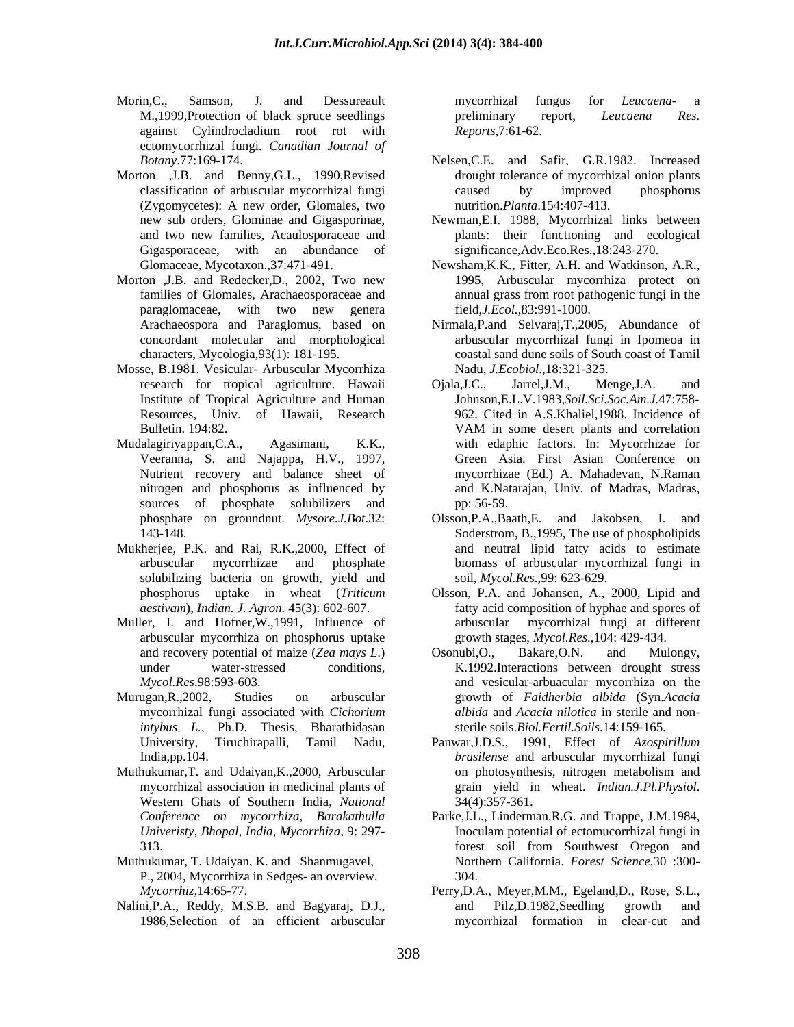Morin,C., Samson, J. and Dessureault M.,1999,Protection of black spruce seedlings against Cylindrocladium root rot with ectomycorrhizal fungi. *Canadian Journal of Botany*.77:169-174.

Morton ,J.B. and Benny,G.L., 1990,Revised classification of arbuscular mycorrhizal fungi (Zygomycetes): A new order, Glomales, two new sub orders, Glominae and Gigasporinae, and two new families, Acaulosporaceae and Gigasporaceae, with an abundance of Glomaceae, Mycotaxon.,37:471-491.

Morton ,J.B. and Redecker,D., 2002, Two new families of Glomales, Arachaeosporaceae and paraglomaceae, with two new genera Arachaeospora and Paraglomus, based on concordant molecular and morphological characters, Mycologia,93(1): 181-195.

Mosse, B.1981. Vesicular- Arbuscular Mycorrhiza research for tropical agriculture. Hawaii Institute of Tropical Agriculture and Human Resources, Univ. of Hawaii, Research Bulletin. 194:82.

Mudalagiriyappan,C.A., Agasimani, K.K., Veeranna, S. and Najappa, H.V., 1997, Nutrient recovery and balance sheet of nitrogen and phosphorus as influenced by sources of phosphate solubilizers and phosphate on groundnut. *Mysore.J.Bot*.32: 143-148.

Mukherjee, P.K. and Rai, R.K.,2000, Effect of arbuscular mycorrhizae and phosphate solubilizing bacteria on growth, yield and phosphorus uptake in wheat (*Triticum aestivam*), *Indian. J. Agron.* 45(3): 602-607.

Muller, I. and Hofner,W.,1991, Influence of arbuscular mycorrhiza on phosphorus uptake and recovery potential of maize (*Zea mays L.*) under water-stressed conditions, *Mycol.Res*.98:593-603.

Murugan,R.,2002, Studies on arbuscular mycorrhizal fungi associated with *Cichorium intybus L.*, Ph.D. Thesis, Bharathidasan University, Tiruchirapalli, Tamil Nadu, India,pp.104.

Muthukumar,T. and Udaiyan,K.,2000, Arbuscular mycorrhizal association in medicinal plants of Western Ghats of Southern India, *National Conference on mycorrhiza, Barakathulla Univeristy, Bhopal, India, Mycorrhiza,* 9: 297-313.

Muthukumar, T. Udaiyan, K. and Shanmugavel, P., 2004, Mycorrhiza in Sedges- an overview. *Mycorrhiz,*14:65-77.

Nalini,P.A., Reddy, M.S.B. and Bagyaraj, D.J., 1986,Selection of an efficient arbuscular mycorrhizal fungus for *Leucaena*- a preliminary report, *Leucaena Res. Reports*,7:61-62.

Nelsen,C.E. and Safir, G.R.1982. Increased drought tolerance of mycorrhizal onion plants caused by improved phosphorus nutrition.*Planta*.154:407-413.

Newman,E.I. 1988, Mycorrhizal links between plants: their functioning and ecological significance,Adv.Eco.Res.,18:243-270.

Newsham,K.K., Fitter, A.H. and Watkinson, A.R., 1995, Arbuscular mycorrhiza protect on annual grass from root pathogenic fungi in the field,*J.Ecol.*,83:991-1000.

Nirmala,P.and Selvaraj,T.,2005, Abundance of arbuscular mycorrhizal fungi in Ipomeoa in coastal sand dune soils of South coast of Tamil Nadu, *J.Ecobiol*.,18:321-325.

Ojala,J.C., Jarrel,J.M., Menge,J.A. and Johnson,E.L.V.1983,*Soil.Sci.Soc.Am.J*.47:758-962. Cited in A.S.Khaliel,1988. Incidence of VAM in some desert plants and correlation with edaphic factors. In: Mycorrhizae for Green Asia. First Asian Conference on mycorrhizae (Ed.) A. Mahadevan, N.Raman and K.Natarajan, Univ. of Madras, Madras, pp: 56-59.

Olsson,P.A.,Baath,E. and Jakobsen, I. and Soderstrom, B.,1995, The use of phospholipids and neutral lipid fatty acids to estimate biomass of arbuscular mycorrhizal fungi in soil, *Mycol.Res.*,99: 623-629.

Olsson, P.A. and Johansen, A., 2000, Lipid and fatty acid composition of hyphae and spores of arbuscular mycorrhizal fungi at different growth stages, *Mycol.Res.*,104: 429-434.

Osonubi,O., Bakare,O.N. and Mulongy, K.1992.Interactions between drought stress and vesicular-arbuacular mycorrhiza on the growth of *Faidherbia albida* (Syn.*Acacia albida* and *Acacia nilotica* in sterile and non-sterile soils.*Biol.Fertil.Soils*.14:159-165.

Panwar,J.D.S., 1991, Effect of *Azospirillum brasilense* and arbuscular mycorrhizal fungi on photosynthesis, nitrogen metabolism and grain yield in wheat. *Indian.J.Pl.Physiol*. 34(4):357-361.

Parke,J.L., Linderman,R.G. and Trappe, J.M.1984, Inoculam potential of ectomucorrhizal fungi in forest soil from Southwest Oregon and Northern California. *Forest Science,*30 :300-304.

Perry,D.A., Meyer,M.M., Egeland,D., Rose, S.L., and Pilz,D.1982,Seedling growth and mycorrhizal formation in clear-cut and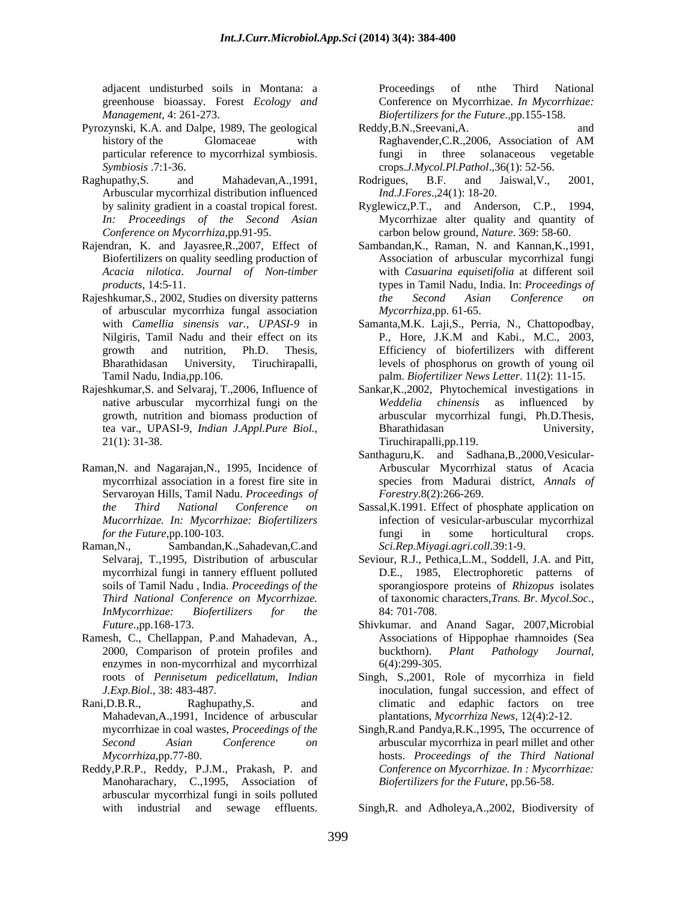adjacent undisturbed soils in Montana: a greenhouse bioassay. Forest *Ecology and Management*, 4: 261-273.

Pyrozynski, K.A. and Dalpe, 1989, The geological history of the Glomaceae with particular reference to mycorrhizal symbiosis. *Symbiosis* .7:1-36.

Raghupathy,S. and Mahadevan,A.,1991, Arbuscular mycorrhizal distribution influenced by salinity gradient in a coastal tropical forest. *In: Proceedings of the Second Asian Conference on Mycorrhiza*,pp.91-95.

Rajendran, K. and Jayasree,R.,2007, Effect of Biofertilizers on quality seedling production of *Acacia nilotica*. *Journal of Non-timber products*, 14:5-11.

Rajeshkumar,S., 2002, Studies on diversity patterns of arbuscular mycorrhiza fungal association with *Camellia sinensis var., UPASI-9* in Nilgiris, Tamil Nadu and their effect on its growth and nutrition, Ph.D. Thesis, Bharathidasan University, Tiruchirapalli, Tamil Nadu, India,pp.106.

Rajeshkumar,S. and Selvaraj, T.,2006, Influence of native arbuscular mycorrhizal fungi on the growth, nutrition and biomass production of tea var., UPASI-9, *Indian J.Appl.Pure Biol.*, 21(1): 31-38.

Raman,N. and Nagarajan,N., 1995, Incidence of mycorrhizal association in a forest fire site in Servaroyan Hills, Tamil Nadu. *Proceedings of the Third National Conference on Mucorrhizae. In: Mycorrhizae: Biofertilizers for the Future*,pp.100-103.

Raman,N., Sambandan,K.,Sahadevan,C.and Selvaraj, T.,1995, Distribution of arbuscular mycorrhizal fungi in tannery effluent polluted soils of Tamil Nadu , India. *Proceedings of the Third National Conference on Mycorrhizae. InMycorrhizae: Biofertilizers for the Future.*,pp.168-173.

Ramesh, C., Chellappan, P.and Mahadevan, A., 2000, Comparison of protein profiles and enzymes in non-mycorrhizal and mycorrhizal roots of *Pennisetum pedicellatum*, *Indian J.Exp.Biol*., 38: 483-487.

Rani,D.B.R., Raghupathy,S. and Mahadevan,A.,1991, Incidence of arbuscular mycorrhizae in coal wastes, *Proceedings of the Second Asian Conference on Mycorrhiza*,pp.77-80.

Reddy,P.R.P., Reddy, P.J.M., Prakash, P. and Manoharachary, C.,1995, Association of arbuscular mycorrhizal fungi in soils polluted with industrial and sewage effluents. Proceedings of nthe Third National Conference on Mycorrhizae. *In Mycorrhizae: Biofertilizers for the Future*.,pp.155-158.

Reddy,B.N.,Sreevani,A. and Raghavender,C.R.,2006, Association of AM fungi in three solanaceous vegetable crops.*J.Mycol.Pl.Pathol*.,36(1): 52-56.

Rodrigues, B.F. and Jaiswal,V., 2001, *Ind.J.Fores*.,24(1): 18-20.

Ryglewicz,P.T., and Anderson, C.P., 1994, Mycorrhizae alter quality and quantity of carbon below ground, *Nature*. 369: 58-60.

Sambandan,K., Raman, N. and Kannan,K.,1991, Association of arbuscular mycorrhizal fungi with *Casuarina equisetifolia* at different soil types in Tamil Nadu, India. In: *Proceedings of the Second Asian Conference on Mycorrhiza*,pp. 61-65.

Samanta,M.K. Laji,S., Perria, N., Chattopodbay, P., Hore, J.K.M and Kabi., M.C., 2003, Efficiency of biofertilizers with different levels of phosphorus on growth of young oil palm. *Biofertilizer News Letter*. 11(2): 11-15.

Sankar,K.,2002, Phytochemical investigations in *Weddelia chinensis* as influenced by arbuscular mycorrhizal fungi, Ph.D.Thesis, Bharathidasan University, Tiruchirapalli,pp.119.

Santhaguru,K. and Sadhana,B.,2000,Vesicular-Arbuscular Mycorrhizal status of Acacia species from Madurai district, *Annals of Forestry*.8(2):266-269.

Sassal,K.1991. Effect of phosphate application on infection of vesicular-arbuscular mycorrhizal fungi in some horticultural crops. *Sci.Rep.Miyagi.agri.coll*.39:1-9.

Seviour, R.J., Pethica,L.M., Soddell, J.A. and Pitt, D.E., 1985, Electrophoretic patterns of sporangiospore proteins of *Rhizopus* isolates of taxonomic characters,*Trans. Br. Mycol.Soc*., 84: 701-708.

Shivkumar. and Anand Sagar, 2007,Microbial Associations of Hippophae rhamnoides (Sea buckthorn). *Plant Pathology Journal*, 6(4):299-305.

Singh, S.,2001, Role of mycorrhiza in field inoculation, fungal succession, and effect of climatic and edaphic factors on tree plantations, *Mycorrhiza News*, 12(4):2-12.

Singh,R.and Pandya,R.K.,1995, The occurrence of arbuscular mycorrhiza in pearl millet and other hosts. *Proceedings of the Third National Conference on Mycorrhizae. In : Mycorrhizae: Biofertilizers for the Future,* pp.56-58.

Singh,R. and Adholeya,A.,2002, Biodiversity of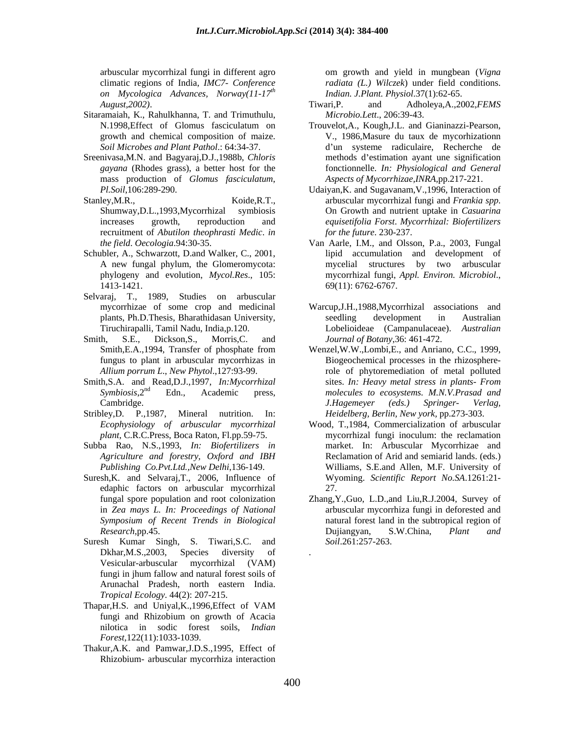arbuscular mycorrhizal fungi in different agro climatic regions of India, *IMC7- Conference on Mycologica Advances, Norway(11-17th August,2002)*.

Sitaramaiah, K., Rahulkhanna, T. and Trimuthulu, N.1998,Effect of Glomus fasciculatum on growth and chemical composition of maize. *Soil Microbes and Plant Pathol*.: 64:34-37.

Sreenivasa,M.N. and Bagyaraj,D.J.,1988b, *Chloris gayana* (Rhodes grass), a better host for the mass production of *Glomus fasciculatum*, *Pl.Soil*,106:289-290.

Stanley,M.R., Koide,R.T., Shumway,D.L.,1993,Mycorrhizal symbiosis increases growth, reproduction and recruitment of *Abutilon theophrasti Medic*. *in the field*. *Oecologia*.94:30-35.

Schubler, A., Schwarzott, D.and Walker, C., 2001, A new fungal phylum, the Glomeromycota: phylogeny and evolution, *Mycol.Res*., 105: 1413-1421.

Selvaraj, T., 1989, Studies on arbuscular mycorrhizae of some crop and medicinal plants, Ph.D.Thesis, Bharathidasan University, Tiruchirapalli, Tamil Nadu, India,p.120.

Smith, S.E., Dickson,S., Morris,C. and Smith,E.A.,1994, Transfer of phosphate from fungus to plant in arbuscular mycorrhizas in *Allium porrum L., New Phytol*.,127:93-99.

Smith,S.A. and Read,D.J.,1997, *In:Mycorrhizal Symbiosis*,2nd Edn., Academic press, Cambridge.

Stribley,D. P.,1987, Mineral nutrition. In: *Ecophysiology of arbuscular mycorrhizal plant*, C.R.C.Press, Boca Raton, Fl.pp.59-75.

Subba Rao, N.S.,1993, *In: Biofertilizers in Agriculture and forestry, Oxford and IBH Publishing Co.Pvt.Ltd.,New Delhi*,136-149.

Suresh,K. and Selvaraj,T., 2006, Influence of edaphic factors on arbuscular mycorrhizal fungal spore population and root colonization in *Zea mays L. In: Proceedings of National Symposium of Recent Trends in Biological Research*,pp.45.

Suresh Kumar Singh, S. Tiwari,S.C. and Dkhar,M.S.,2003, Species diversity of Vesicular-arbuscular mycorrhizal (VAM) fungi in jhum fallow and natural forest soils of Arunachal Pradesh, north eastern India. *Tropical Ecology*. 44(2): 207-215.

Thapar,H.S. and Uniyal,K.,1996,Effect of VAM fungi and Rhizobium on growth of Acacia nilotica in sodic forest soils, *Indian Forest*,122(11):1033-1039.

Thakur,A.K. and Pamwar,J.D.S.,1995, Effect of Rhizobium- arbuscular mycorrhiza interaction om growth and yield in mungbean (*Vigna radiata (L.) Wilczek*) under field conditions. *Indian. J.Plant. Physiol*.37(1):62-65.

Tiwari,P. and Adholeya,A.,2002,*FEMS Microbio.Lett*., 206:39-43.

Trouvelot,A., Kough,J.L. and Gianinazzi-Pearson, V., 1986,Masure du taux de mycorhizationn d'un systeme radiculaire, Recherche de methods d'estimation ayant une signification fonctionnelle. *In: Physiological and General Aspects of Mycorrhizae,INRA*,pp.217-221.

Udaiyan,K. and Sugavanam,V.,1996, Interaction of arbuscular mycorrhizal fungi and *Frankia spp*. On Growth and nutrient uptake in *Casuarina equisetifolia Forst*. *Mycorrhizal: Biofertilizers for the future*. 230-237.

Van Aarle, I.M., and Olsson, P.a., 2003, Fungal lipid accumulation and development of mycelial structures by two arbuscular mycorrhizal fungi, *Appl. Environ. Microbiol*., 69(11): 6762-6767.

Warcup,J.H.,1988,Mycorrhizal associations and seedling development in Australian Lobelioideae (Campanulaceae). *Australian Journal of Botany*,36: 461-472.

Wenzel,W.W.,Lombi,E., and Anriano, C.C., 1999, Biogeochemical processes in the rhizosphere- role of phytoremediation of metal polluted sites. *In: Heavy metal stress in plants- From molecules to ecosystems. M.N.V.Prasad and J.Hagemeyer (eds.) Springer- Verlag, Heidelberg, Berlin, New york*, pp.273-303.

Wood, T.,1984, Commercialization of arbuscular mycorrhizal fungi inoculum: the reclamation market. In: Arbuscular Mycorrhizae and Reclamation of Arid and semiarid lands. (eds.) Williams, S.E.and Allen, M.F. University of Wyoming. *Scientific Report No.SA*.1261:21-27.

Zhang,Y.,Guo, L.D.,and Liu,R.J.2004, Survey of arbuscular mycorrhiza fungi in deforested and natural forest land in the subtropical region of Dujiangyan, S.W.China, *Plant and Soil*.261:257-263.